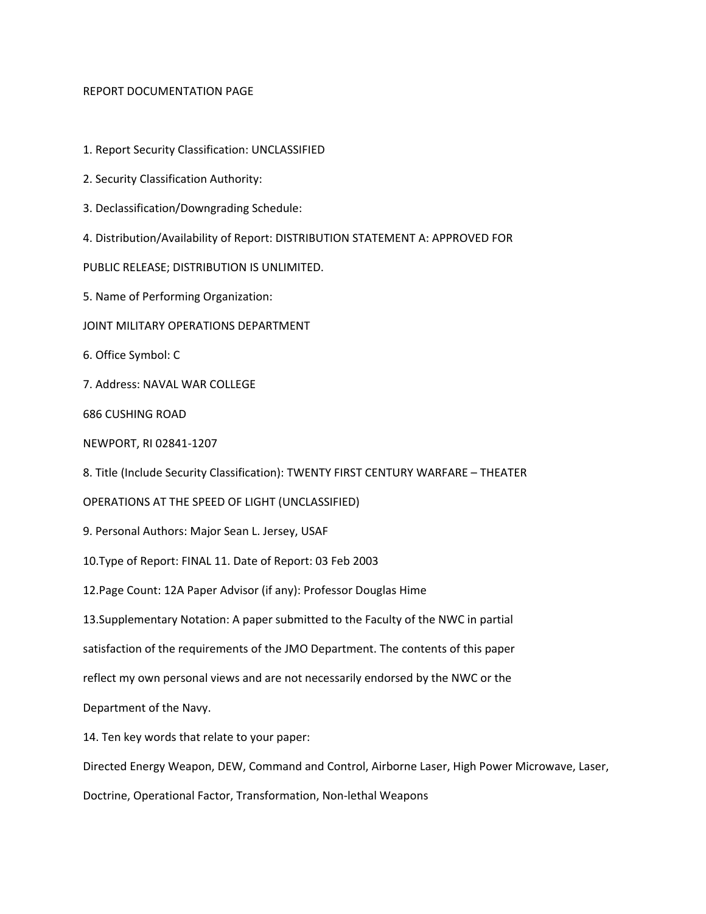REPORT DOCUMENTATION PAGE

1. Report Security Classification: UNCLASSIFIED

2. Security Classification Authority:

3. Declassification/Downgrading Schedule:

4. Distribution/Availability of Report: DISTRIBUTION STATEMENT A: APPROVED FOR PUBLIC RELEASE; DISTRIBUTION IS UNLIMITED.

5. Name of Performing Organization:

JOINT MILITARY OPERATIONS DEPARTMENT

6. Office Symbol: C

7. Address: NAVAL WAR COLLEGE

686 CUSHING ROAD

NEWPORT, RI 02841-1207

8. Title (Include Security Classification): TWENTY FIRST CENTURY WARFARE – THEATER OPERATIONS AT THE SPEED OF LIGHT (UNCLASSIFIED)

9. Personal Authors: Major Sean L. Jersey, USAF

10.Type of Report: FINAL 11. Date of Report: 03 Feb 2003

12.Page Count: 12A Paper Advisor (if any): Professor Douglas Hime

13.Supplementary Notation: A paper submitted to the Faculty of the NWC in partial satisfaction of the requirements of the JMO Department. The contents of this paper reflect my own personal views and are not necessarily endorsed by the NWC or the Department of the Navy.

14. Ten key words that relate to your paper:

Directed Energy Weapon, DEW, Command and Control, Airborne Laser, High Power Microwave, Laser, Doctrine, Operational Factor, Transformation, Non-lethal Weapons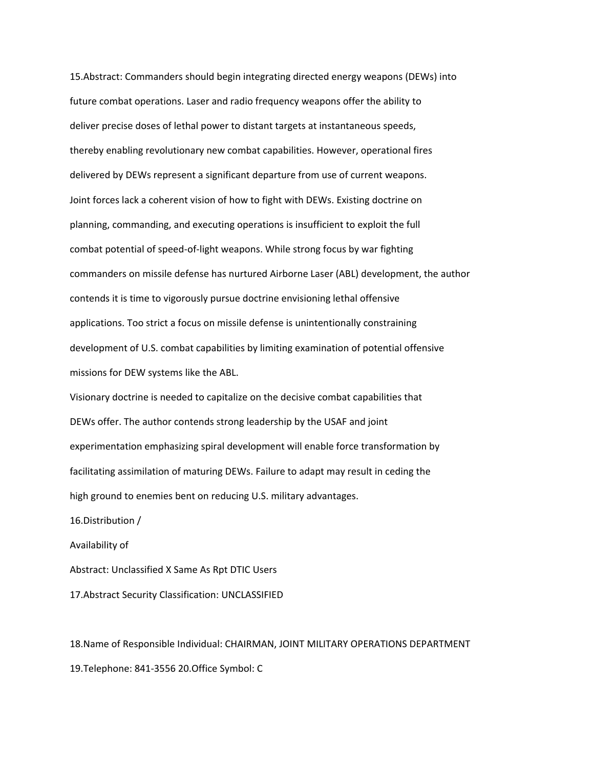15.Abstract: Commanders should begin integrating directed energy weapons (DEWs) into future combat operations. Laser and radio frequency weapons offer the ability to deliver precise doses of lethal power to distant targets at instantaneous speeds, thereby enabling revolutionary new combat capabilities. However, operational fires delivered by DEWs represent a significant departure from use of current weapons. Joint forces lack a coherent vision of how to fight with DEWs. Existing doctrine on planning, commanding, and executing operations is insufficient to exploit the full combat potential of speed-of-light weapons. While strong focus by war fighting commanders on missile defense has nurtured Airborne Laser (ABL) development, the author contends it is time to vigorously pursue doctrine envisioning lethal offensive applications. Too strict a focus on missile defense is unintentionally constraining development of U.S. combat capabilities by limiting examination of potential offensive missions for DEW systems like the ABL.

Visionary doctrine is needed to capitalize on the decisive combat capabilities that DEWs offer. The author contends strong leadership by the USAF and joint experimentation emphasizing spiral development will enable force transformation by facilitating assimilation of maturing DEWs. Failure to adapt may result in ceding the high ground to enemies bent on reducing U.S. military advantages.

16.Distribution /

Availability of

Abstract: Unclassified X Same As Rpt DTIC Users

17.Abstract Security Classification: UNCLASSIFIED

18.Name of Responsible Individual: CHAIRMAN, JOINT MILITARY OPERATIONS DEPARTMENT

19.Telephone: 841-3556 20.Office Symbol: C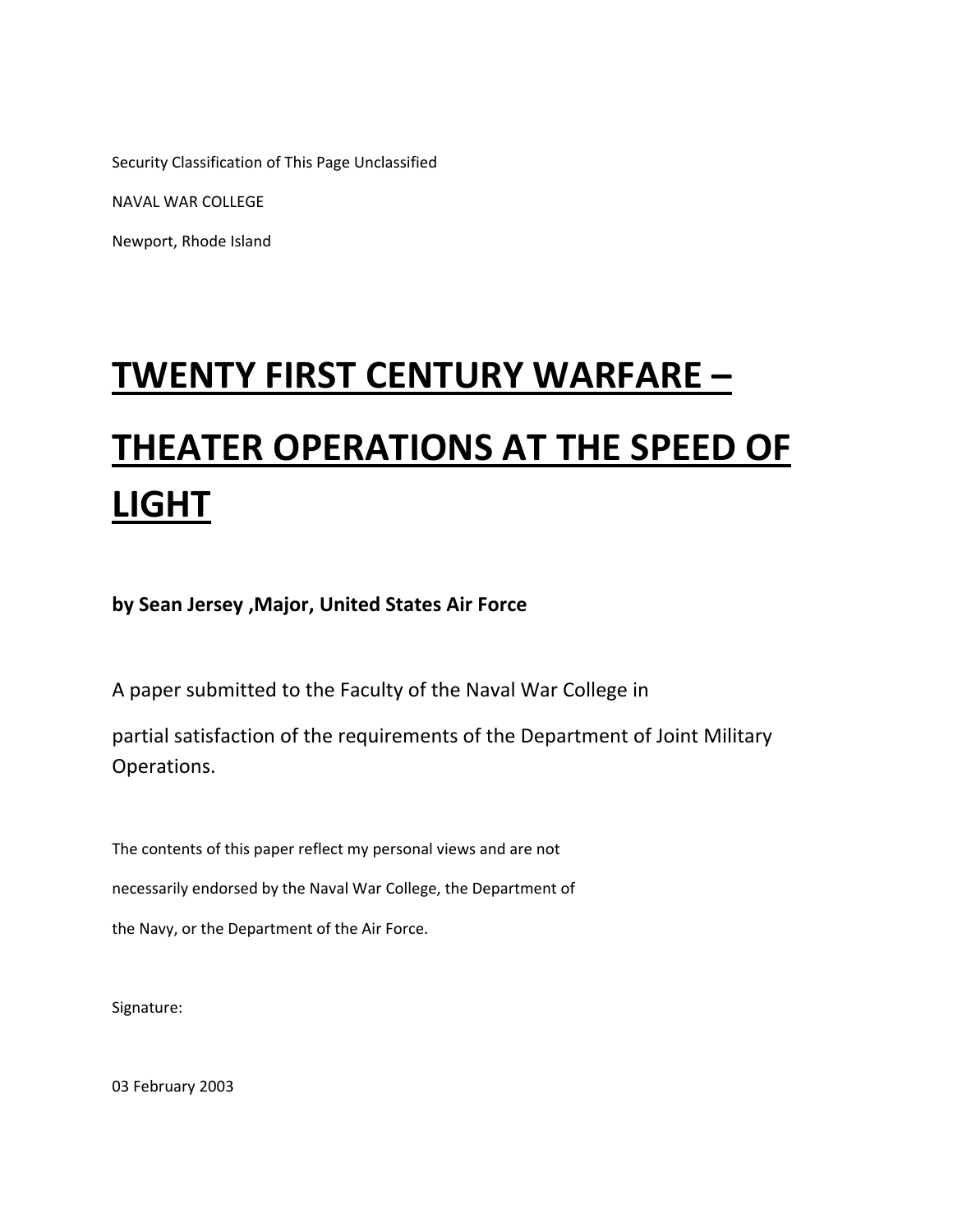Security Classification of This Page Unclassified

NAVAL WAR COLLEGE

Newport, Rhode Island

# **TWENTY FIRST CENTURY WARFARE – THEATER OPERATIONS AT THE SPEED OF LIGHT**

**by Sean Jersey ,Major, United States Air Force**

A paper submitted to the Faculty of the Naval War College in

partial satisfaction of the requirements of the Department of Joint Military Operations.

The contents of this paper reflect my personal views and are not

necessarily endorsed by the Naval War College, the Department of

the Navy, or the Department of the Air Force.

Signature:

03 February 2003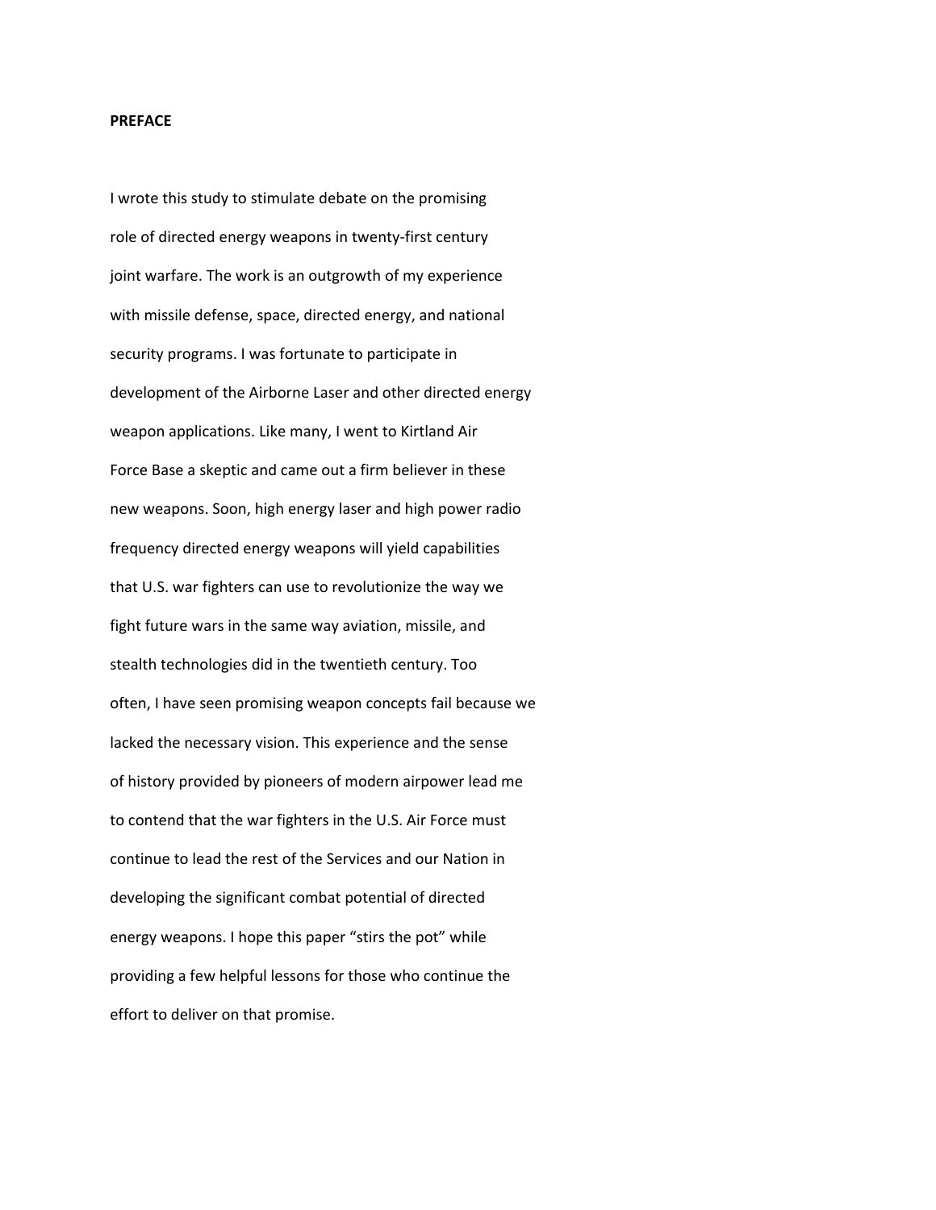**PREFACE**

I wrote this study to stimulate debate on the promising role of directed energy weapons in twenty-first century joint warfare. The work is an outgrowth of my experience with missile defense, space, directed energy, and national security programs. I was fortunate to participate in development of the Airborne Laser and other directed energy weapon applications. Like many, I went to Kirtland Air Force Base a skeptic and came out a firm believer in these new weapons. Soon, high energy laser and high power radio frequency directed energy weapons will yield capabilities that U.S. war fighters can use to revolutionize the way we fight future wars in the same way aviation, missile, and stealth technologies did in the twentieth century. Too often, I have seen promising weapon concepts fail because we lacked the necessary vision. This experience and the sense of history provided by pioneers of modern airpower lead me to contend that the war fighters in the U.S. Air Force must continue to lead the rest of the Services and our Nation in developing the significant combat potential of directed energy weapons. I hope this paper "stirs the pot" while providing a few helpful lessons for those who continue the effort to deliver on that promise.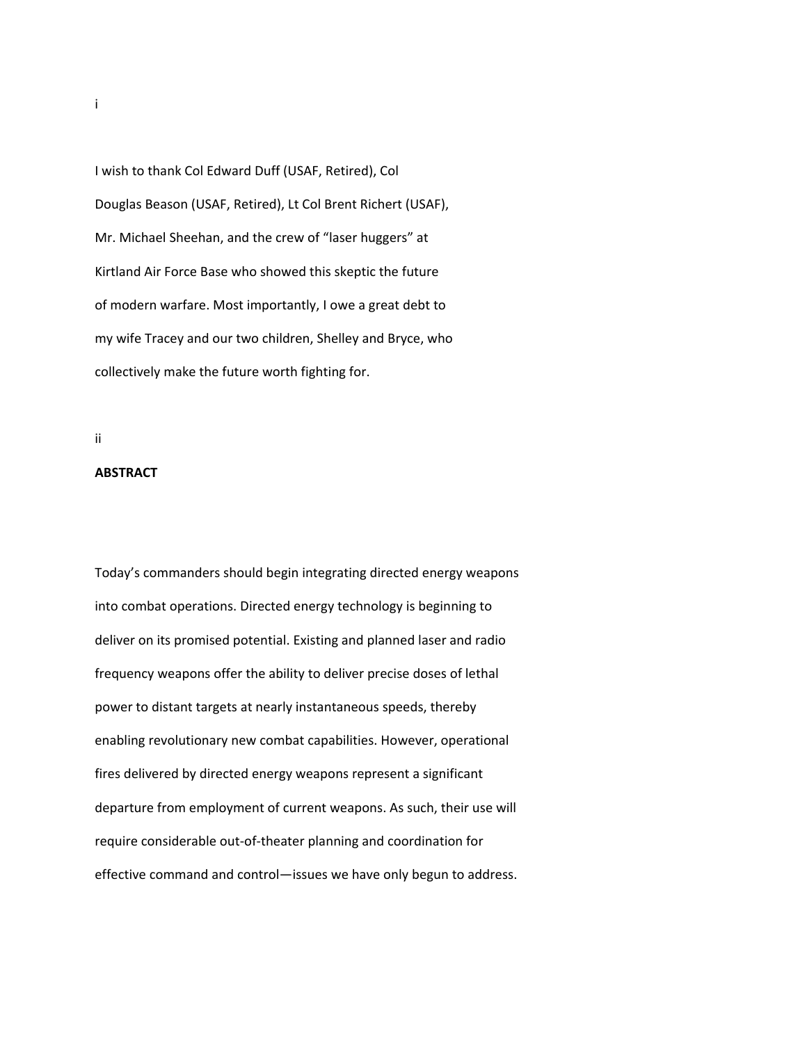I wish to thank Col Edward Duff (USAF, Retired), Col Douglas Beason (USAF, Retired), Lt Col Brent Richert (USAF), Mr. Michael Sheehan, and the crew of "laser huggers" at Kirtland Air Force Base who showed this skeptic the future of modern warfare. Most importantly, I owe a great debt to my wife Tracey and our two children, Shelley and Bryce, who collectively make the future worth fighting for.

## ABSTRACT

Today's commanders should begin integrating directed energy weapons into combat operations. Directed energy technology is beginning to deliver on its promised potential. Existing and planned laser and radio frequency weapons offer the ability to deliver precise doses of lethal power to distant targets at nearly instantaneous speeds, thereby enabling revolutionary new combat capabilities. However, operational fires delivered by directed energy weapons represent a significant departure from employment of current weapons. As such, their use will require considerable out-of-theater planning and coordination for effective command and control—issues we have only begun to address.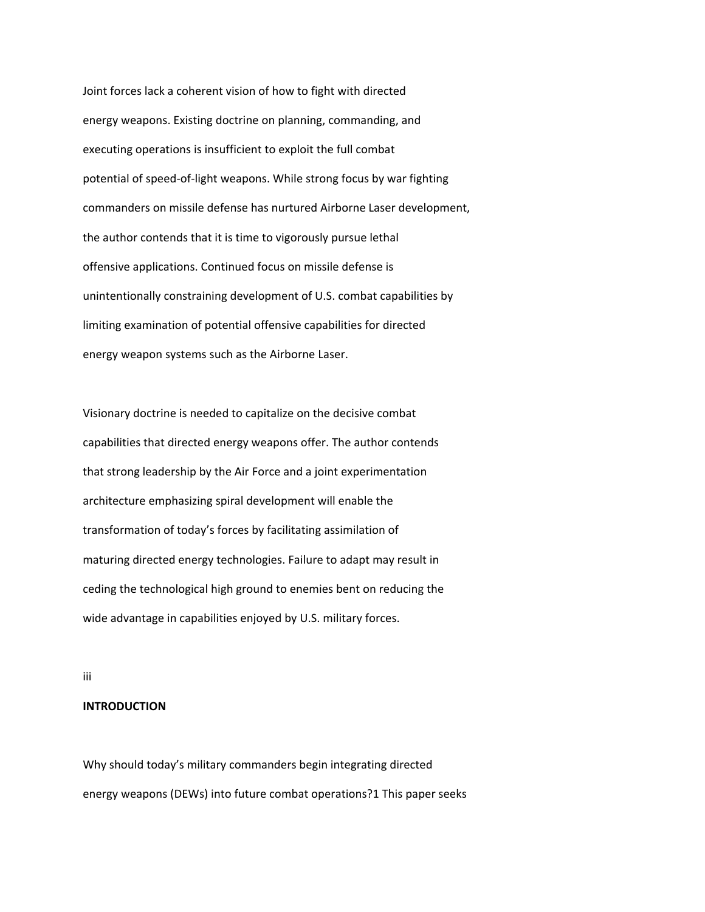Joint forces lack a coherent vision of how to fight with directed energy weapons. Existing doctrine on planning, commanding, and executing operations is insufficient to exploit the full combat potential of speed-of-light weapons. While strong focus by war fighting commanders on missile defense has nurtured Airborne Laser development, the author contends that it is time to vigorously pursue lethal offensive applications. Continued focus on missile defense is unintentionally constraining development of U.S. combat capabilities by limiting examination of potential offensive capabilities for directed energy weapon systems such as the Airborne Laser.

Visionary doctrine is needed to capitalize on the decisive combat capabilities that directed energy weapons offer. The author contends that strong leadership by the Air Force and a joint experimentation architecture emphasizing spiral development will enable the transformation of today's forces by facilitating assimilation of maturing directed energy technologies. Failure to adapt may result in ceding the technological high ground to enemies bent on reducing the wide advantage in capabilities enjoyed by U.S. military forces.

## INTRODUCTION

Why should today's military commanders begin integrating directed energy weapons (DEWs) into future combat operations?[1] This paper seeks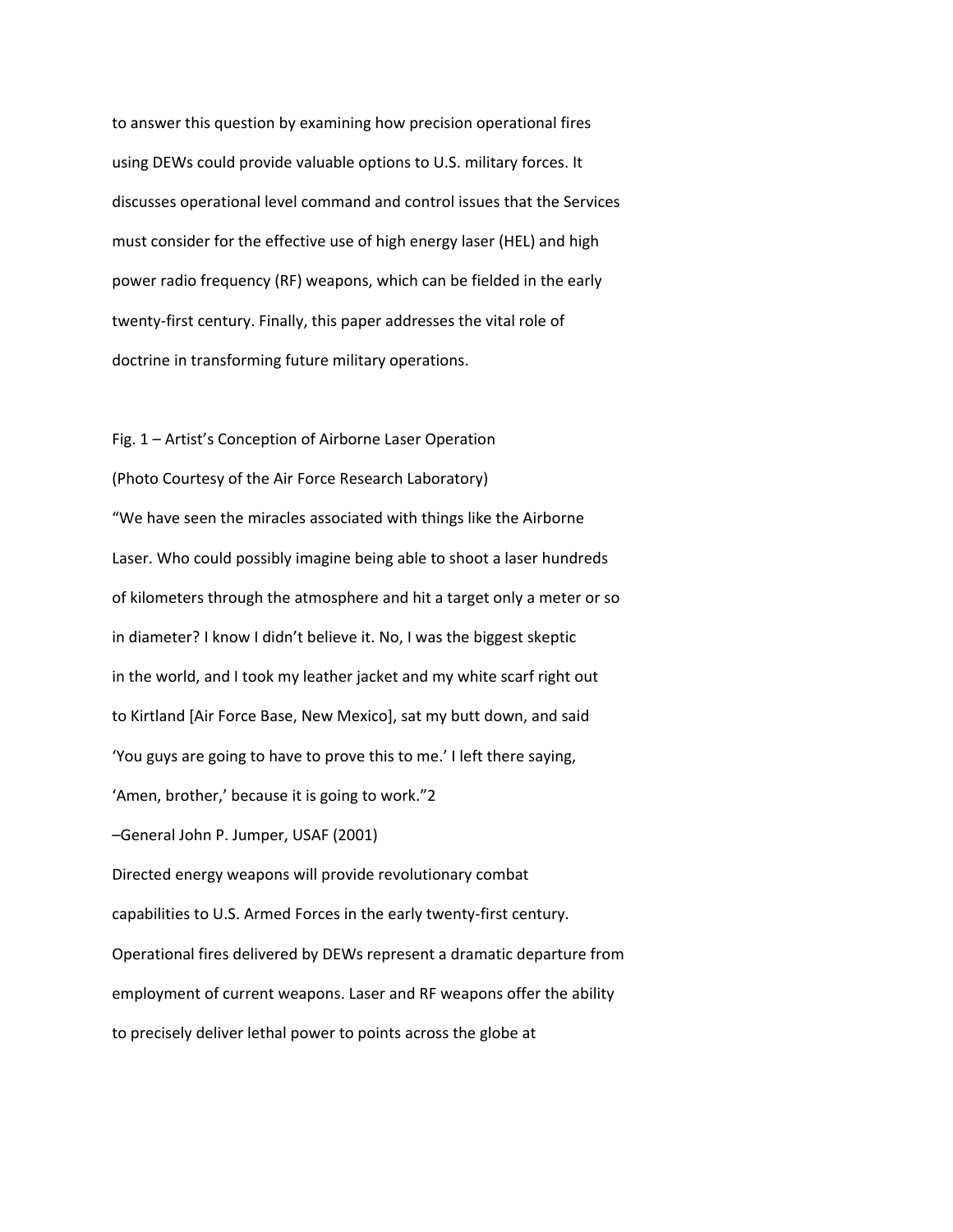to answer this question by examining how precision operational fires using DEWs could provide valuable options to U.S. military forces. It discusses operational level command and control issues that the Services must consider for the effective use of high energy laser (HEL) and high power radio frequency (RF) weapons, which can be fielded in the early twenty-first century. Finally, this paper addresses the vital role of doctrine in transforming future military operations.

Fig. 1 – Artist's Conception of Airborne Laser Operation
(Photo Courtesy of the Air Force Research Laboratory)

"We have seen the miracles associated with things like the Airborne Laser. Who could possibly imagine being able to shoot a laser hundreds of kilometers through the atmosphere and hit a target only a meter or so in diameter? I know I didn't believe it. No, I was the biggest skeptic in the world, and I took my leather jacket and my white scarf right out to Kirtland [Air Force Base, New Mexico], sat my butt down, and said 'You guys are going to have to prove this to me.' I left there saying, 'Amen, brother,' because it is going to work."[2]

–General John P. Jumper, USAF (2001)

Directed energy weapons will provide revolutionary combat capabilities to U.S. Armed Forces in the early twenty-first century. Operational fires delivered by DEWs represent a dramatic departure from employment of current weapons. Laser and RF weapons offer the ability to precisely deliver lethal power to points across the globe at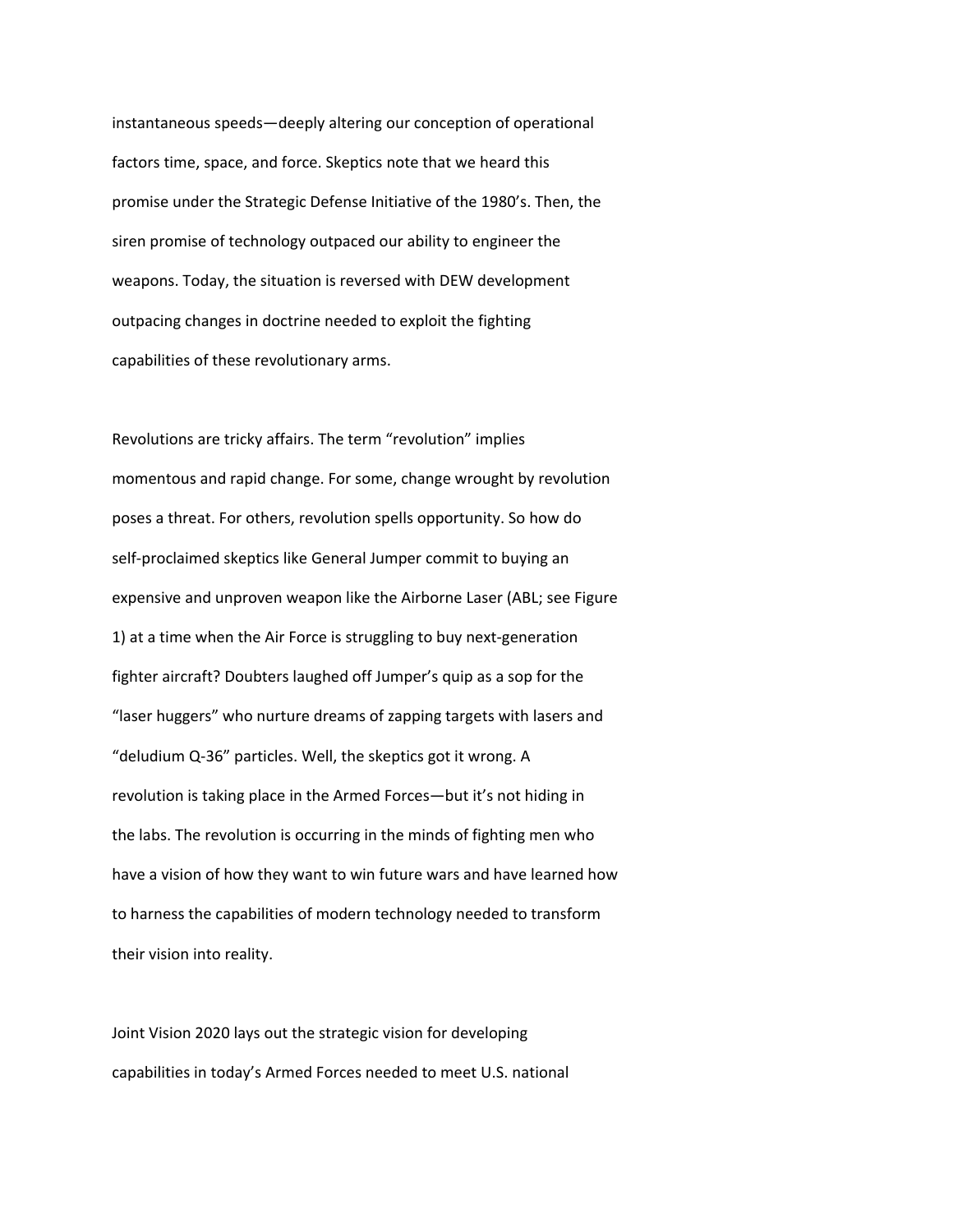instantaneous speeds—deeply altering our conception of operational factors time, space, and force. Skeptics note that we heard this promise under the Strategic Defense Initiative of the 1980's. Then, the siren promise of technology outpaced our ability to engineer the weapons. Today, the situation is reversed with DEW development outpacing changes in doctrine needed to exploit the fighting capabilities of these revolutionary arms.

Revolutions are tricky affairs. The term "revolution" implies momentous and rapid change. For some, change wrought by revolution poses a threat. For others, revolution spells opportunity. So how do self-proclaimed skeptics like General Jumper commit to buying an expensive and unproven weapon like the Airborne Laser (ABL; see Figure 1) at a time when the Air Force is struggling to buy next-generation fighter aircraft? Doubters laughed off Jumper's quip as a sop for the "laser huggers" who nurture dreams of zapping targets with lasers and "deludium Q-36" particles. Well, the skeptics got it wrong. A revolution is taking place in the Armed Forces—but it's not hiding in the labs. The revolution is occurring in the minds of fighting men who have a vision of how they want to win future wars and have learned how to harness the capabilities of modern technology needed to transform their vision into reality.

Joint Vision 2020 lays out the strategic vision for developing capabilities in today's Armed Forces needed to meet U.S. national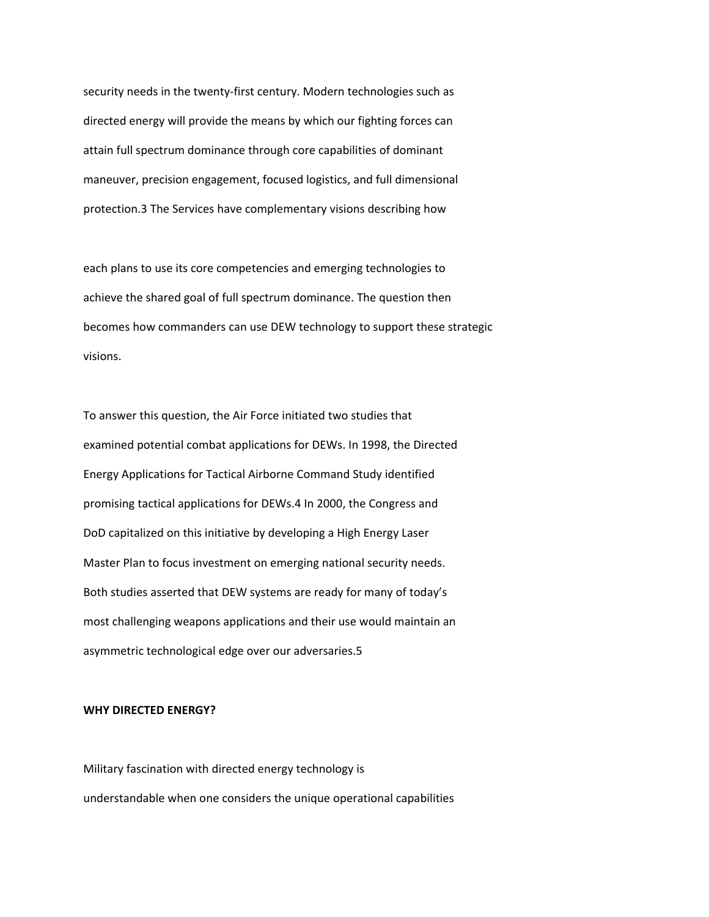security needs in the twenty-first century. Modern technologies such as directed energy will provide the means by which our fighting forces can attain full spectrum dominance through core capabilities of dominant maneuver, precision engagement, focused logistics, and full dimensional protection.[3] The Services have complementary visions describing how

each plans to use its core competencies and emerging technologies to achieve the shared goal of full spectrum dominance. The question then becomes how commanders can use DEW technology to support these strategic visions.

To answer this question, the Air Force initiated two studies that examined potential combat applications for DEWs. In 1998, the Directed Energy Applications for Tactical Airborne Command Study identified promising tactical applications for DEWs.[4] In 2000, the Congress and DoD capitalized on this initiative by developing a High Energy Laser Master Plan to focus investment on emerging national security needs. Both studies asserted that DEW systems are ready for many of today's most challenging weapons applications and their use would maintain an asymmetric technological edge over our adversaries.[5]

**WHY DIRECTED ENERGY?**

Military fascination with directed energy technology is understandable when one considers the unique operational capabilities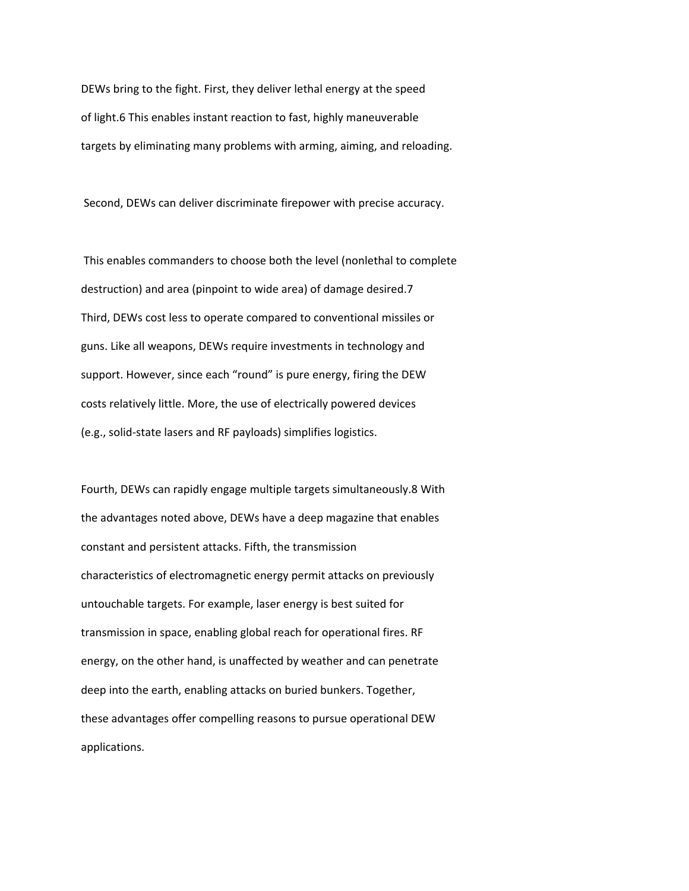DEWs bring to the fight. First, they deliver lethal energy at the speed of light.[6] This enables instant reaction to fast, highly maneuverable targets by eliminating many problems with arming, aiming, and reloading.

Second, DEWs can deliver discriminate firepower with precise accuracy.

This enables commanders to choose both the level (nonlethal to complete destruction) and area (pinpoint to wide area) of damage desired.[7] Third, DEWs cost less to operate compared to conventional missiles or guns. Like all weapons, DEWs require investments in technology and support. However, since each "round" is pure energy, firing the DEW costs relatively little. More, the use of electrically powered devices (e.g., solid-state lasers and RF payloads) simplifies logistics.

Fourth, DEWs can rapidly engage multiple targets simultaneously.[8] With the advantages noted above, DEWs have a deep magazine that enables constant and persistent attacks. Fifth, the transmission characteristics of electromagnetic energy permit attacks on previously untouchable targets. For example, laser energy is best suited for transmission in space, enabling global reach for operational fires. RF energy, on the other hand, is unaffected by weather and can penetrate deep into the earth, enabling attacks on buried bunkers. Together, these advantages offer compelling reasons to pursue operational DEW applications.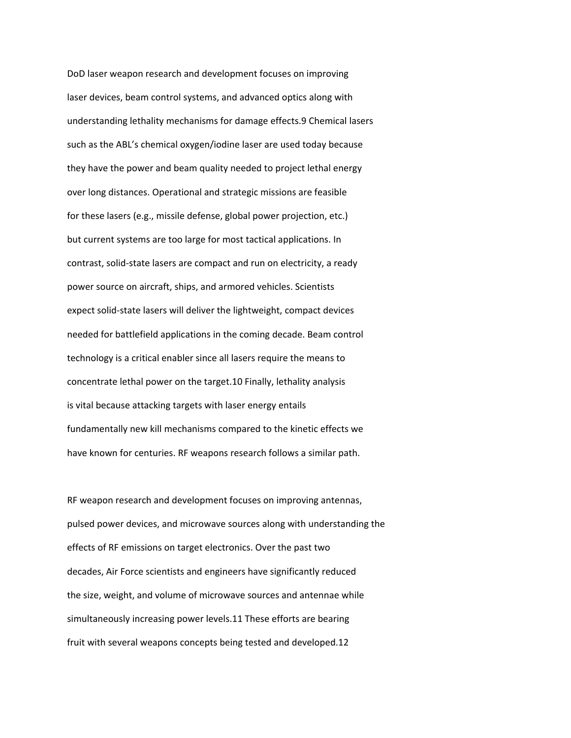DoD laser weapon research and development focuses on improving laser devices, beam control systems, and advanced optics along with understanding lethality mechanisms for damage effects.[9] Chemical lasers such as the ABL's chemical oxygen/iodine laser are used today because they have the power and beam quality needed to project lethal energy over long distances. Operational and strategic missions are feasible for these lasers (e.g., missile defense, global power projection, etc.) but current systems are too large for most tactical applications. In contrast, solid-state lasers are compact and run on electricity, a ready power source on aircraft, ships, and armored vehicles. Scientists expect solid-state lasers will deliver the lightweight, compact devices needed for battlefield applications in the coming decade. Beam control technology is a critical enabler since all lasers require the means to concentrate lethal power on the target.[10] Finally, lethality analysis is vital because attacking targets with laser energy entails fundamentally new kill mechanisms compared to the kinetic effects we have known for centuries. RF weapons research follows a similar path.

RF weapon research and development focuses on improving antennas, pulsed power devices, and microwave sources along with understanding the effects of RF emissions on target electronics. Over the past two decades, Air Force scientists and engineers have significantly reduced the size, weight, and volume of microwave sources and antennae while simultaneously increasing power levels.[11] These efforts are bearing fruit with several weapons concepts being tested and developed.[12]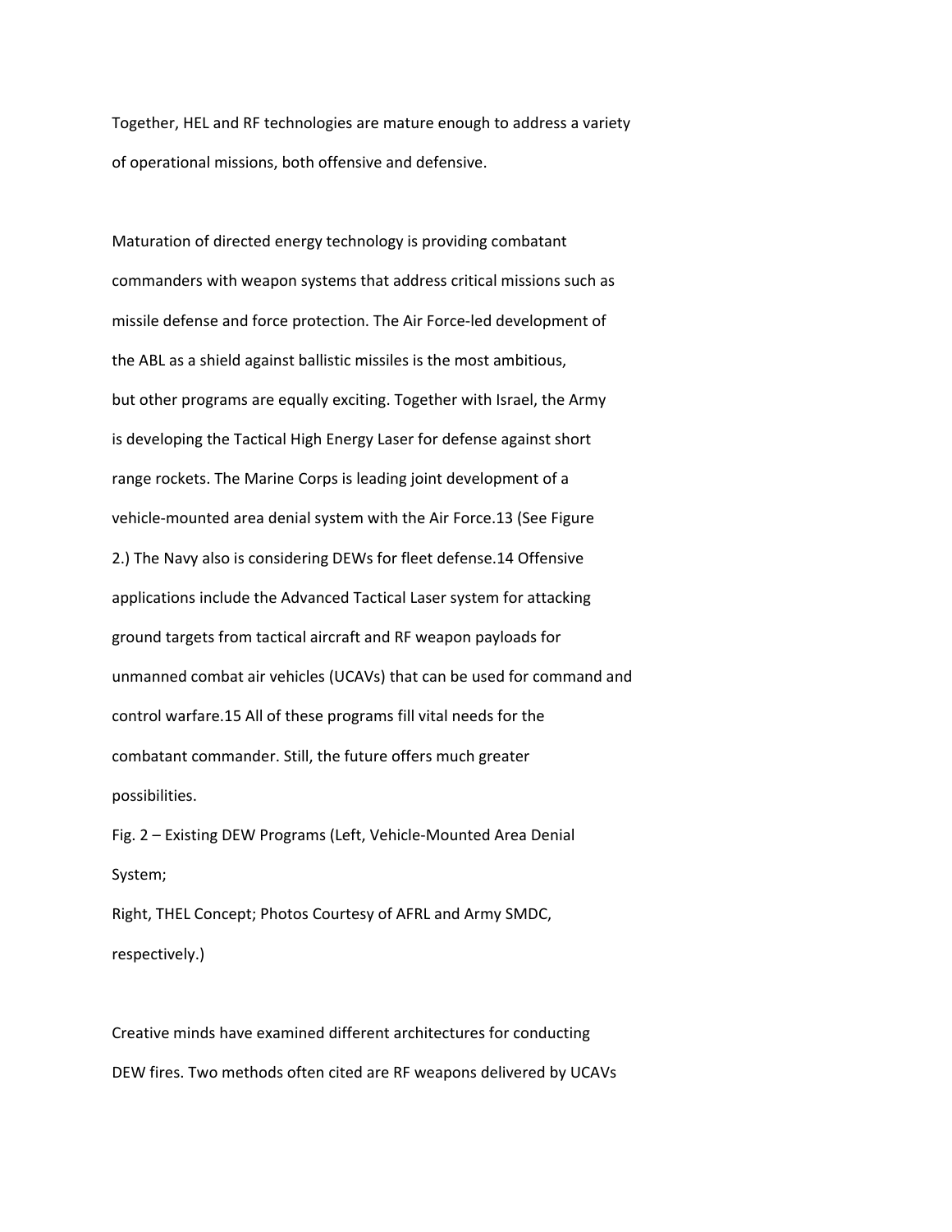Together, HEL and RF technologies are mature enough to address a variety of operational missions, both offensive and defensive.

Maturation of directed energy technology is providing combatant commanders with weapon systems that address critical missions such as missile defense and force protection. The Air Force-led development of the ABL as a shield against ballistic missiles is the most ambitious, but other programs are equally exciting. Together with Israel, the Army is developing the Tactical High Energy Laser for defense against short range rockets. The Marine Corps is leading joint development of a vehicle-mounted area denial system with the Air Force.[13] (See Figure 2.) The Navy also is considering DEWs for fleet defense.[14] Offensive applications include the Advanced Tactical Laser system for attacking ground targets from tactical aircraft and RF weapon payloads for unmanned combat air vehicles (UCAVs) that can be used for command and control warfare.[15] All of these programs fill vital needs for the combatant commander. Still, the future offers much greater possibilities.

Fig. 2 – Existing DEW Programs (Left, Vehicle-Mounted Area Denial System;
Right, THEL Concept; Photos Courtesy of AFRL and Army SMDC, respectively.)

Creative minds have examined different architectures for conducting DEW fires. Two methods often cited are RF weapons delivered by UCAVs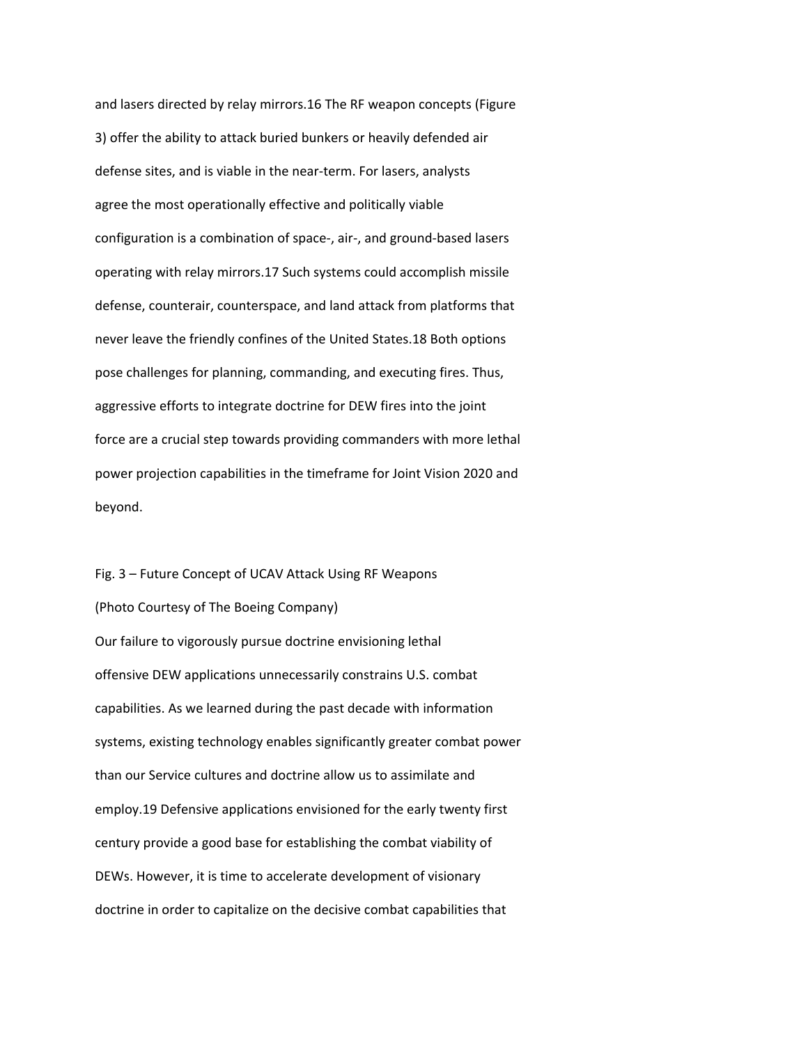and lasers directed by relay mirrors.[16] The RF weapon concepts (Figure 3) offer the ability to attack buried bunkers or heavily defended air defense sites, and is viable in the near-term. For lasers, analysts agree the most operationally effective and politically viable configuration is a combination of space-, air-, and ground-based lasers operating with relay mirrors.[17] Such systems could accomplish missile defense, counterair, counterspace, and land attack from platforms that never leave the friendly confines of the United States.[18] Both options pose challenges for planning, commanding, and executing fires. Thus, aggressive efforts to integrate doctrine for DEW fires into the joint force are a crucial step towards providing commanders with more lethal power projection capabilities in the timeframe for Joint Vision 2020 and beyond.

Fig. 3 – Future Concept of UCAV Attack Using RF Weapons
(Photo Courtesy of The Boeing Company)

Our failure to vigorously pursue doctrine envisioning lethal offensive DEW applications unnecessarily constrains U.S. combat capabilities. As we learned during the past decade with information systems, existing technology enables significantly greater combat power than our Service cultures and doctrine allow us to assimilate and employ.[19] Defensive applications envisioned for the early twenty first century provide a good base for establishing the combat viability of DEWs. However, it is time to accelerate development of visionary doctrine in order to capitalize on the decisive combat capabilities that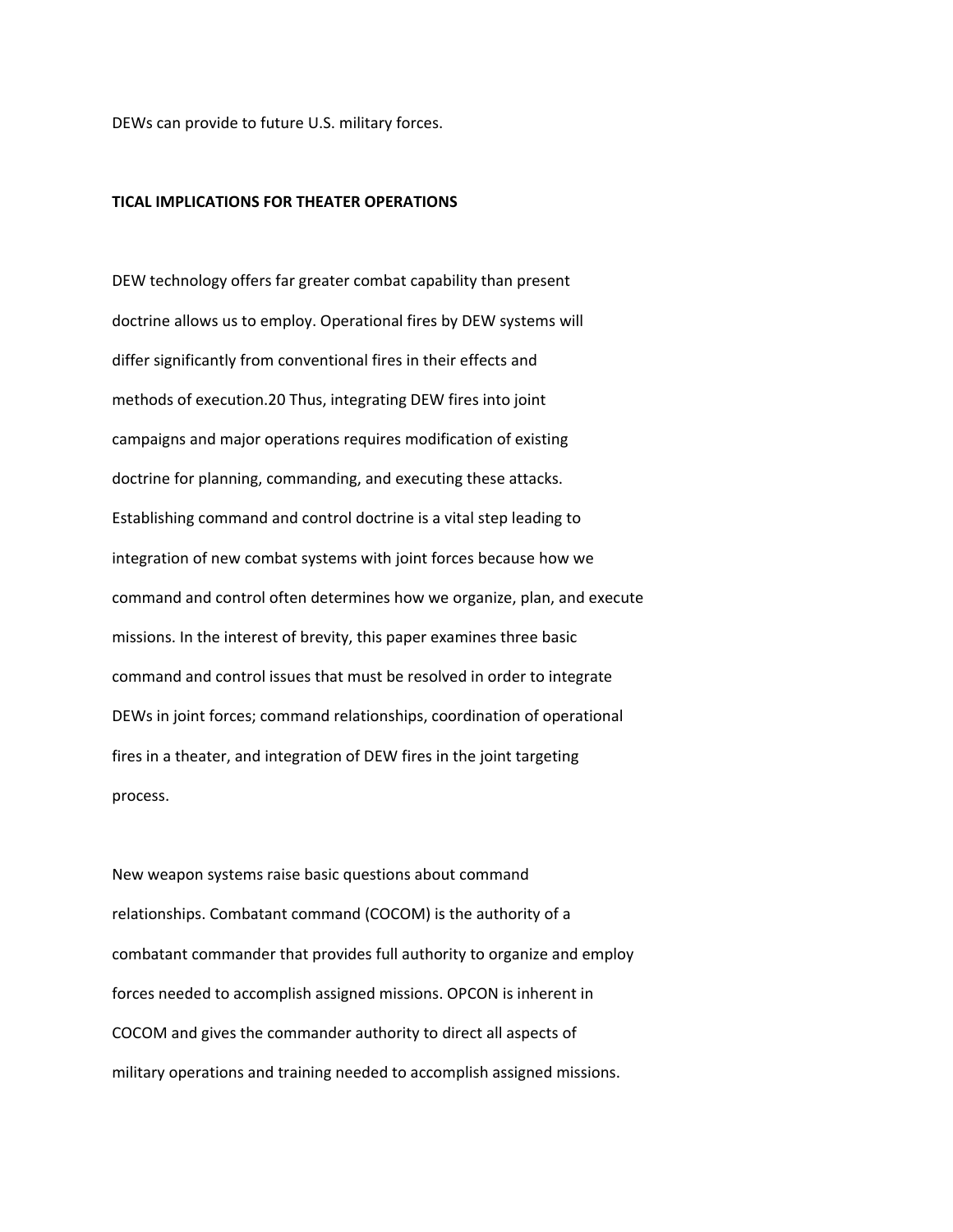DEWs can provide to future U.S. military forces.

**TICAL IMPLICATIONS FOR THEATER OPERATIONS**

DEW technology offers far greater combat capability than present doctrine allows us to employ. Operational fires by DEW systems will differ significantly from conventional fires in their effects and methods of execution.20 Thus, integrating DEW fires into joint campaigns and major operations requires modification of existing doctrine for planning, commanding, and executing these attacks. Establishing command and control doctrine is a vital step leading to integration of new combat systems with joint forces because how we command and control often determines how we organize, plan, and execute missions. In the interest of brevity, this paper examines three basic command and control issues that must be resolved in order to integrate DEWs in joint forces; command relationships, coordination of operational fires in a theater, and integration of DEW fires in the joint targeting process.

New weapon systems raise basic questions about command relationships. Combatant command (COCOM) is the authority of a combatant commander that provides full authority to organize and employ forces needed to accomplish assigned missions. OPCON is inherent in COCOM and gives the commander authority to direct all aspects of military operations and training needed to accomplish assigned missions.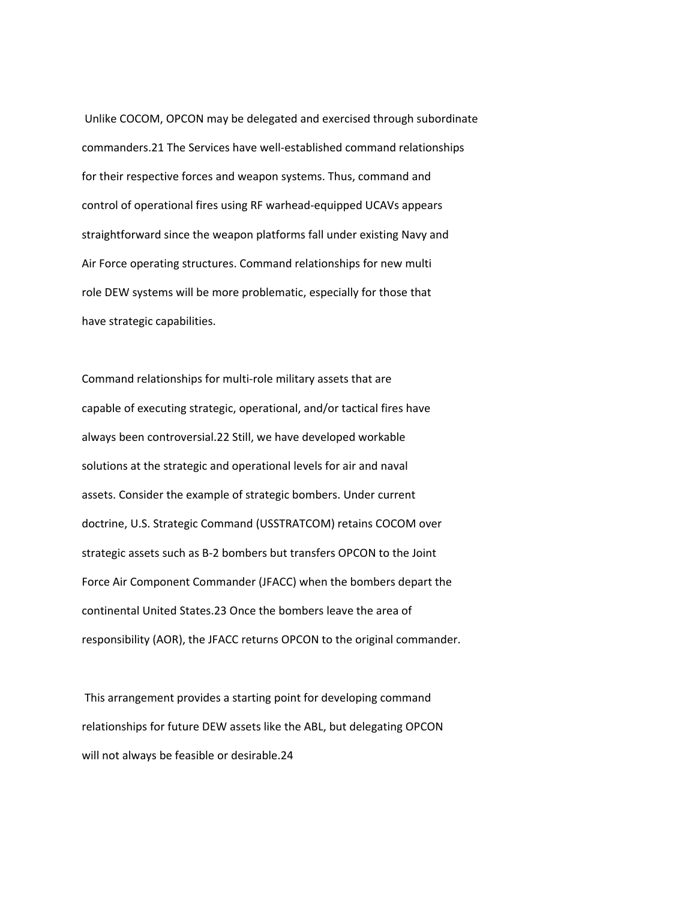Unlike COCOM, OPCON may be delegated and exercised through subordinate commanders.[21] The Services have well-established command relationships for their respective forces and weapon systems. Thus, command and control of operational fires using RF warhead-equipped UCAVs appears straightforward since the weapon platforms fall under existing Navy and Air Force operating structures. Command relationships for new multi role DEW systems will be more problematic, especially for those that have strategic capabilities.

Command relationships for multi-role military assets that are capable of executing strategic, operational, and/or tactical fires have always been controversial.[22] Still, we have developed workable solutions at the strategic and operational levels for air and naval assets. Consider the example of strategic bombers. Under current doctrine, U.S. Strategic Command (USSTRATCOM) retains COCOM over strategic assets such as B-2 bombers but transfers OPCON to the Joint Force Air Component Commander (JFACC) when the bombers depart the continental United States.[23] Once the bombers leave the area of responsibility (AOR), the JFACC returns OPCON to the original commander.

This arrangement provides a starting point for developing command relationships for future DEW assets like the ABL, but delegating OPCON will not always be feasible or desirable.[24]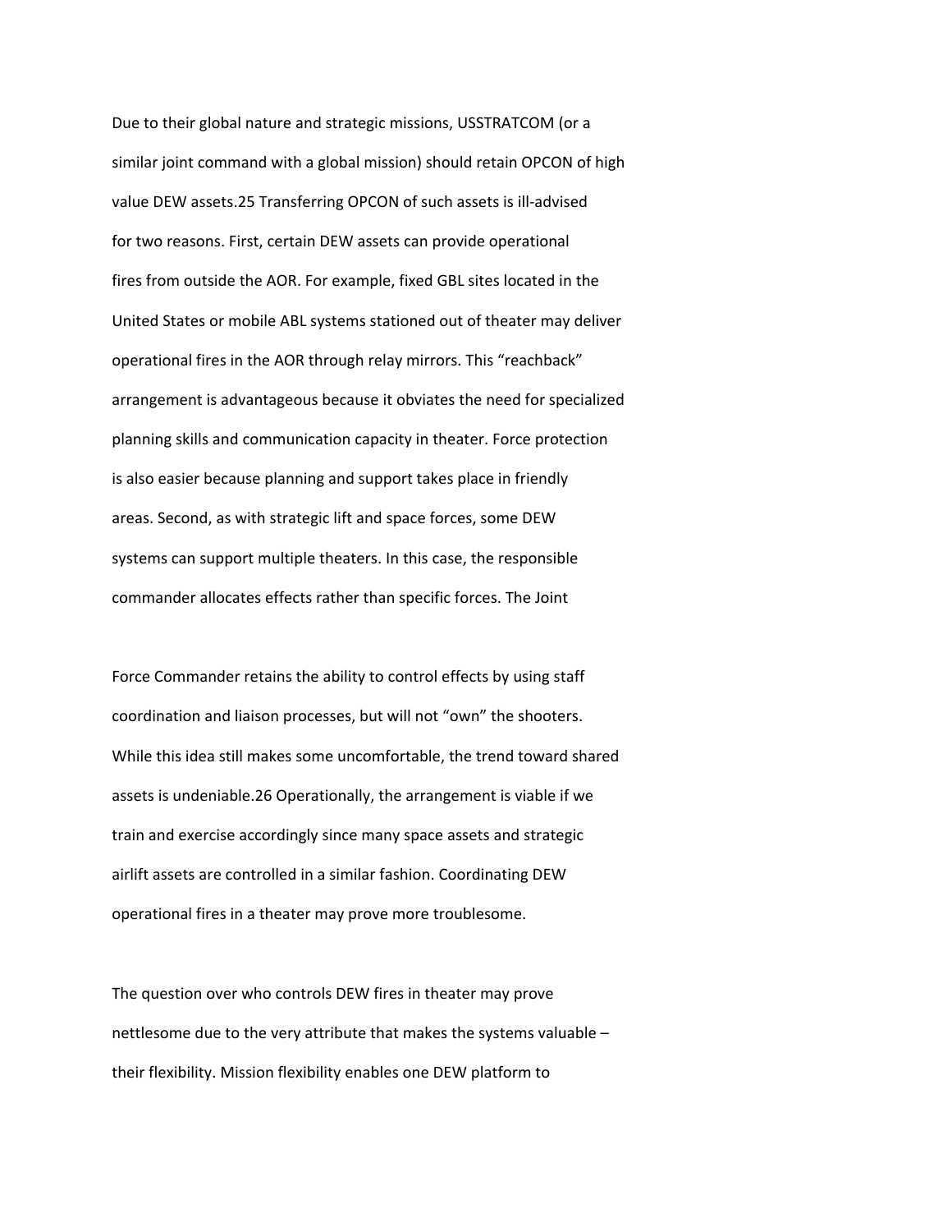Due to their global nature and strategic missions, USSTRATCOM (or a similar joint command with a global mission) should retain OPCON of high value DEW assets.[25] Transferring OPCON of such assets is ill-advised for two reasons. First, certain DEW assets can provide operational fires from outside the AOR. For example, fixed GBL sites located in the United States or mobile ABL systems stationed out of theater may deliver operational fires in the AOR through relay mirrors. This "reachback" arrangement is advantageous because it obviates the need for specialized planning skills and communication capacity in theater. Force protection is also easier because planning and support takes place in friendly areas. Second, as with strategic lift and space forces, some DEW systems can support multiple theaters. In this case, the responsible commander allocates effects rather than specific forces. The Joint Force Commander retains the ability to control effects by using staff coordination and liaison processes, but will not "own" the shooters. While this idea still makes some uncomfortable, the trend toward shared assets is undeniable.[26] Operationally, the arrangement is viable if we train and exercise accordingly since many space assets and strategic airlift assets are controlled in a similar fashion. Coordinating DEW operational fires in a theater may prove more troublesome.

The question over who controls DEW fires in theater may prove nettlesome due to the very attribute that makes the systems valuable – their flexibility. Mission flexibility enables one DEW platform to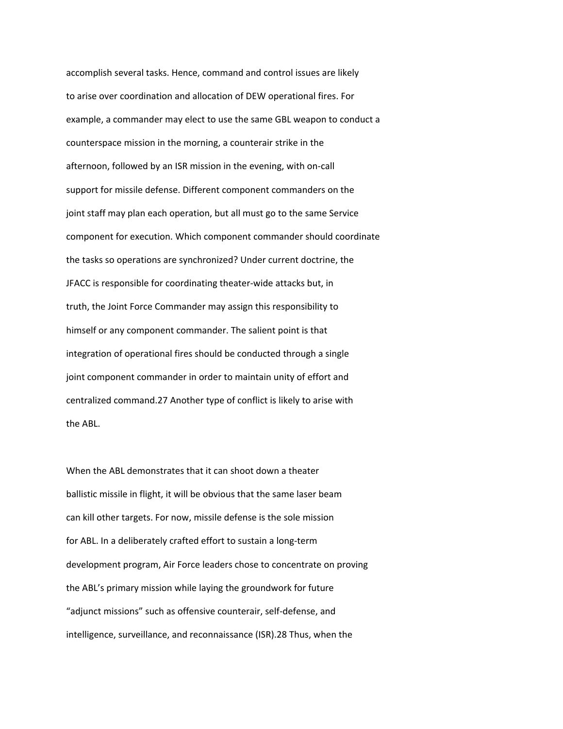accomplish several tasks. Hence, command and control issues are likely to arise over coordination and allocation of DEW operational fires. For example, a commander may elect to use the same GBL weapon to conduct a counterspace mission in the morning, a counterair strike in the afternoon, followed by an ISR mission in the evening, with on-call support for missile defense. Different component commanders on the joint staff may plan each operation, but all must go to the same Service component for execution. Which component commander should coordinate the tasks so operations are synchronized? Under current doctrine, the JFACC is responsible for coordinating theater-wide attacks but, in truth, the Joint Force Commander may assign this responsibility to himself or any component commander. The salient point is that integration of operational fires should be conducted through a single joint component commander in order to maintain unity of effort and centralized command.[27] Another type of conflict is likely to arise with the ABL.

When the ABL demonstrates that it can shoot down a theater ballistic missile in flight, it will be obvious that the same laser beam can kill other targets. For now, missile defense is the sole mission for ABL. In a deliberately crafted effort to sustain a long-term development program, Air Force leaders chose to concentrate on proving the ABL's primary mission while laying the groundwork for future "adjunct missions" such as offensive counterair, self-defense, and intelligence, surveillance, and reconnaissance (ISR).[28] Thus, when the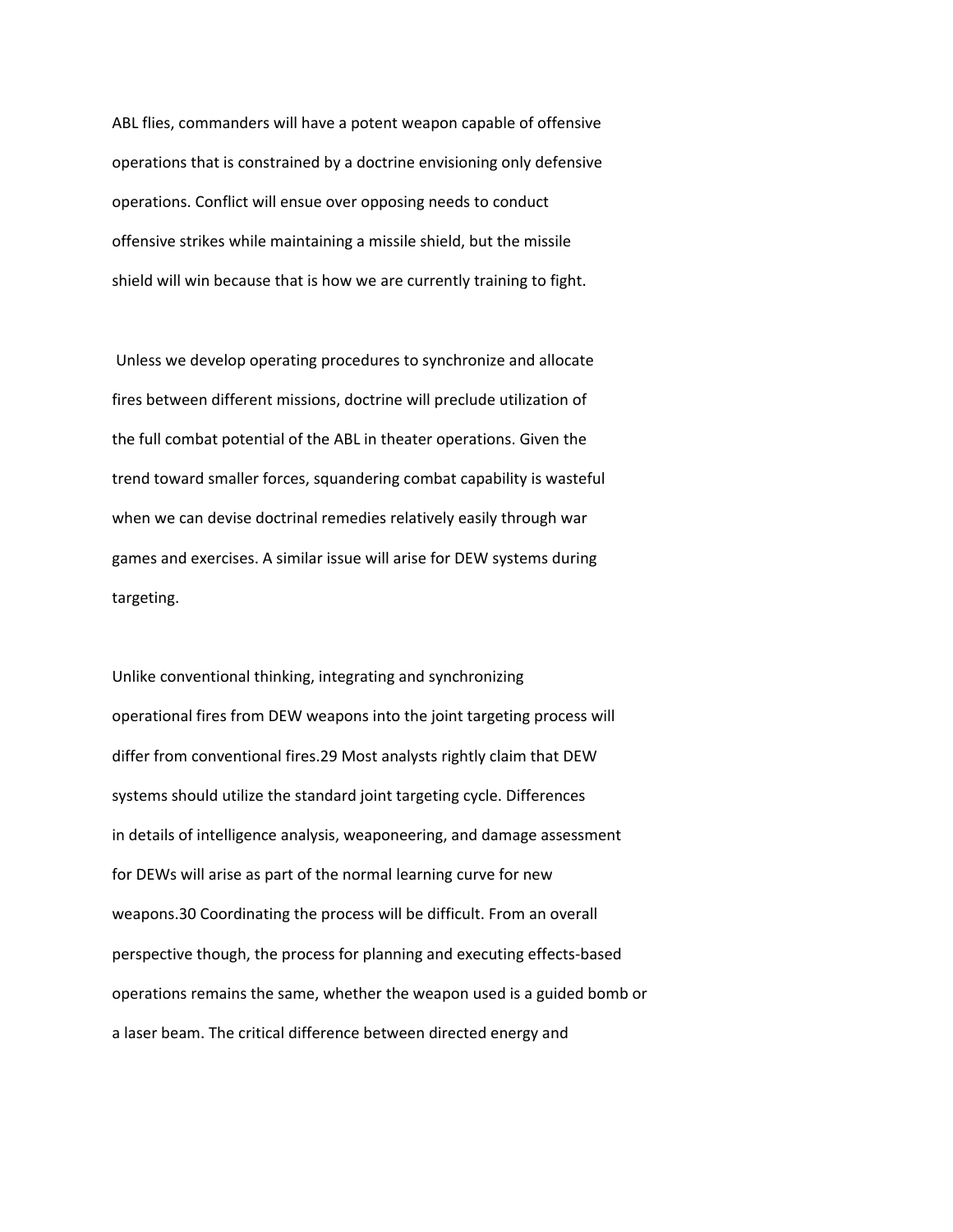ABL flies, commanders will have a potent weapon capable of offensive operations that is constrained by a doctrine envisioning only defensive operations. Conflict will ensue over opposing needs to conduct offensive strikes while maintaining a missile shield, but the missile shield will win because that is how we are currently training to fight.

Unless we develop operating procedures to synchronize and allocate fires between different missions, doctrine will preclude utilization of the full combat potential of the ABL in theater operations. Given the trend toward smaller forces, squandering combat capability is wasteful when we can devise doctrinal remedies relatively easily through war games and exercises. A similar issue will arise for DEW systems during targeting.

Unlike conventional thinking, integrating and synchronizing operational fires from DEW weapons into the joint targeting process will differ from conventional fires.[29] Most analysts rightly claim that DEW systems should utilize the standard joint targeting cycle. Differences in details of intelligence analysis, weaponeering, and damage assessment for DEWs will arise as part of the normal learning curve for new weapons.[30] Coordinating the process will be difficult. From an overall perspective though, the process for planning and executing effects-based operations remains the same, whether the weapon used is a guided bomb or a laser beam. The critical difference between directed energy and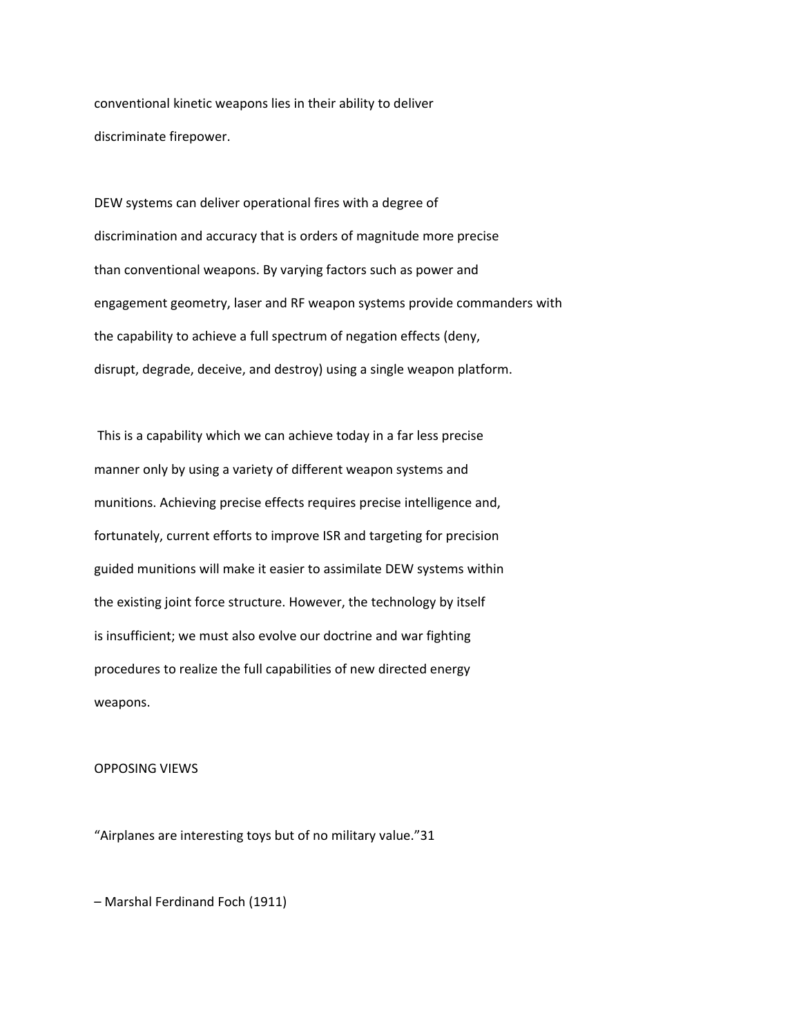conventional kinetic weapons lies in their ability to deliver discriminate firepower.

DEW systems can deliver operational fires with a degree of discrimination and accuracy that is orders of magnitude more precise than conventional weapons. By varying factors such as power and engagement geometry, laser and RF weapon systems provide commanders with the capability to achieve a full spectrum of negation effects (deny, disrupt, degrade, deceive, and destroy) using a single weapon platform.

This is a capability which we can achieve today in a far less precise manner only by using a variety of different weapon systems and munitions. Achieving precise effects requires precise intelligence and, fortunately, current efforts to improve ISR and targeting for precision guided munitions will make it easier to assimilate DEW systems within the existing joint force structure. However, the technology by itself is insufficient; we must also evolve our doctrine and war fighting procedures to realize the full capabilities of new directed energy weapons.

## OPPOSING VIEWS

"Airplanes are interesting toys but of no military value."[31]

– Marshal Ferdinand Foch (1911)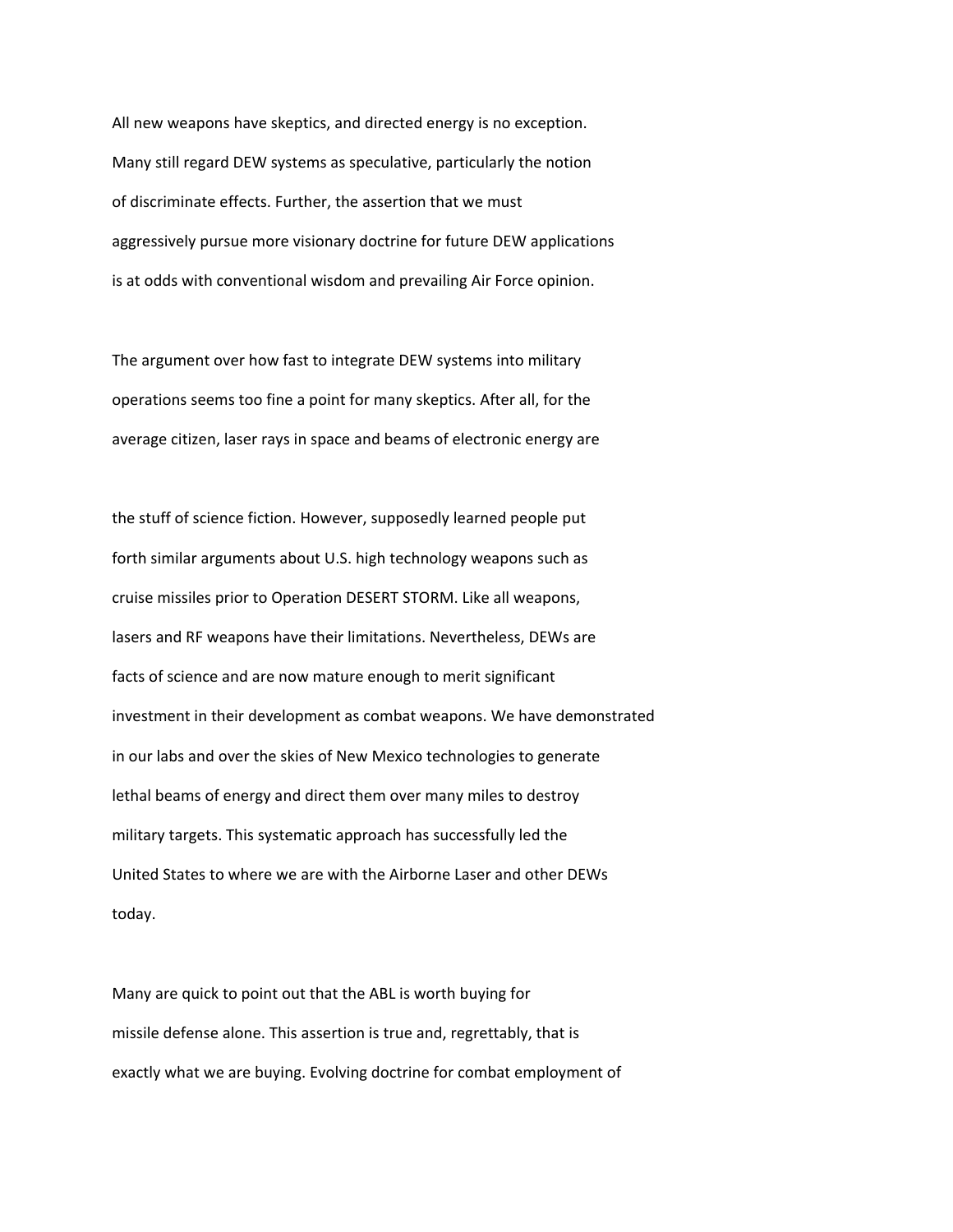All new weapons have skeptics, and directed energy is no exception. Many still regard DEW systems as speculative, particularly the notion of discriminate effects. Further, the assertion that we must aggressively pursue more visionary doctrine for future DEW applications is at odds with conventional wisdom and prevailing Air Force opinion.

The argument over how fast to integrate DEW systems into military operations seems too fine a point for many skeptics. After all, for the average citizen, laser rays in space and beams of electronic energy are the stuff of science fiction. However, supposedly learned people put forth similar arguments about U.S. high technology weapons such as cruise missiles prior to Operation DESERT STORM. Like all weapons, lasers and RF weapons have their limitations. Nevertheless, DEWs are facts of science and are now mature enough to merit significant investment in their development as combat weapons. We have demonstrated in our labs and over the skies of New Mexico technologies to generate lethal beams of energy and direct them over many miles to destroy military targets. This systematic approach has successfully led the United States to where we are with the Airborne Laser and other DEWs today.

Many are quick to point out that the ABL is worth buying for missile defense alone. This assertion is true and, regrettably, that is exactly what we are buying. Evolving doctrine for combat employment of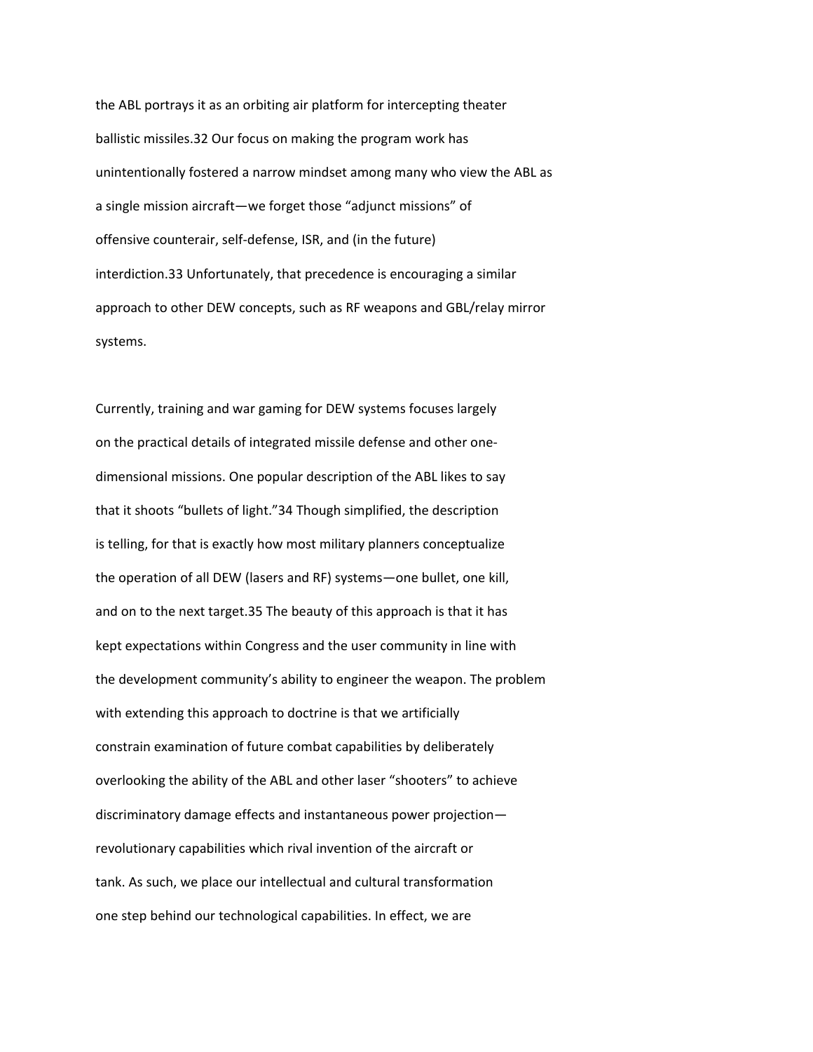the ABL portrays it as an orbiting air platform for intercepting theater ballistic missiles.32 Our focus on making the program work has unintentionally fostered a narrow mindset among many who view the ABL as a single mission aircraft—we forget those "adjunct missions" of offensive counterair, self-defense, ISR, and (in the future) interdiction.33 Unfortunately, that precedence is encouraging a similar approach to other DEW concepts, such as RF weapons and GBL/relay mirror systems.

Currently, training and war gaming for DEW systems focuses largely on the practical details of integrated missile defense and other one-dimensional missions. One popular description of the ABL likes to say that it shoots "bullets of light."34 Though simplified, the description is telling, for that is exactly how most military planners conceptualize the operation of all DEW (lasers and RF) systems—one bullet, one kill, and on to the next target.35 The beauty of this approach is that it has kept expectations within Congress and the user community in line with the development community's ability to engineer the weapon. The problem with extending this approach to doctrine is that we artificially constrain examination of future combat capabilities by deliberately overlooking the ability of the ABL and other laser "shooters" to achieve discriminatory damage effects and instantaneous power projection—revolutionary capabilities which rival invention of the aircraft or tank. As such, we place our intellectual and cultural transformation one step behind our technological capabilities. In effect, we are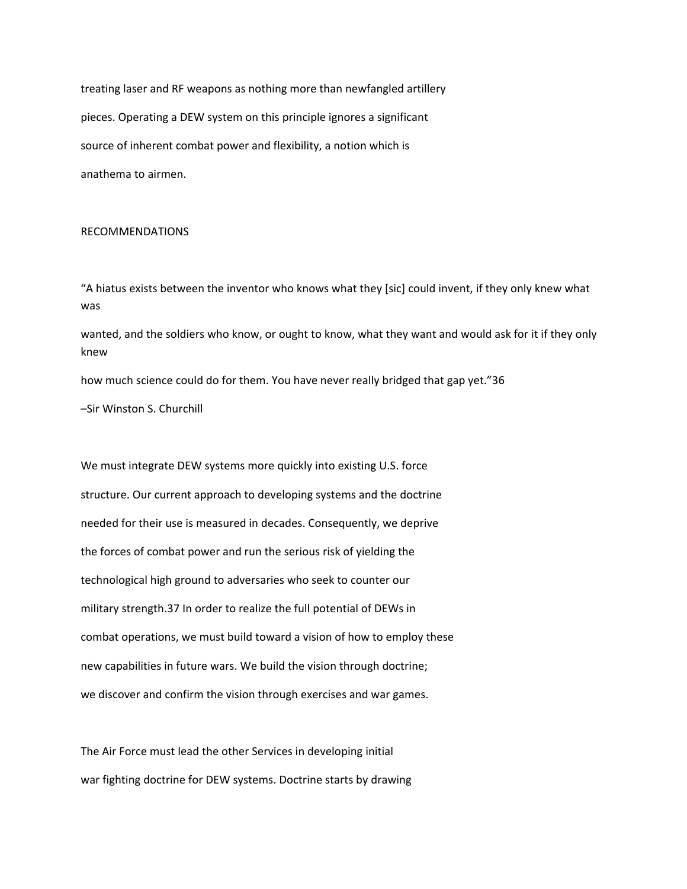treating laser and RF weapons as nothing more than newfangled artillery pieces. Operating a DEW system on this principle ignores a significant source of inherent combat power and flexibility, a notion which is anathema to airmen.

## RECOMMENDATIONS

"A hiatus exists between the inventor who knows what they [sic] could invent, if they only knew what was wanted, and the soldiers who know, or ought to know, what they want and would ask for it if they only knew how much science could do for them. You have never really bridged that gap yet."36

–Sir Winston S. Churchill

We must integrate DEW systems more quickly into existing U.S. force structure. Our current approach to developing systems and the doctrine needed for their use is measured in decades. Consequently, we deprive the forces of combat power and run the serious risk of yielding the technological high ground to adversaries who seek to counter our military strength.37 In order to realize the full potential of DEWs in combat operations, we must build toward a vision of how to employ these new capabilities in future wars. We build the vision through doctrine; we discover and confirm the vision through exercises and war games.

The Air Force must lead the other Services in developing initial war fighting doctrine for DEW systems. Doctrine starts by drawing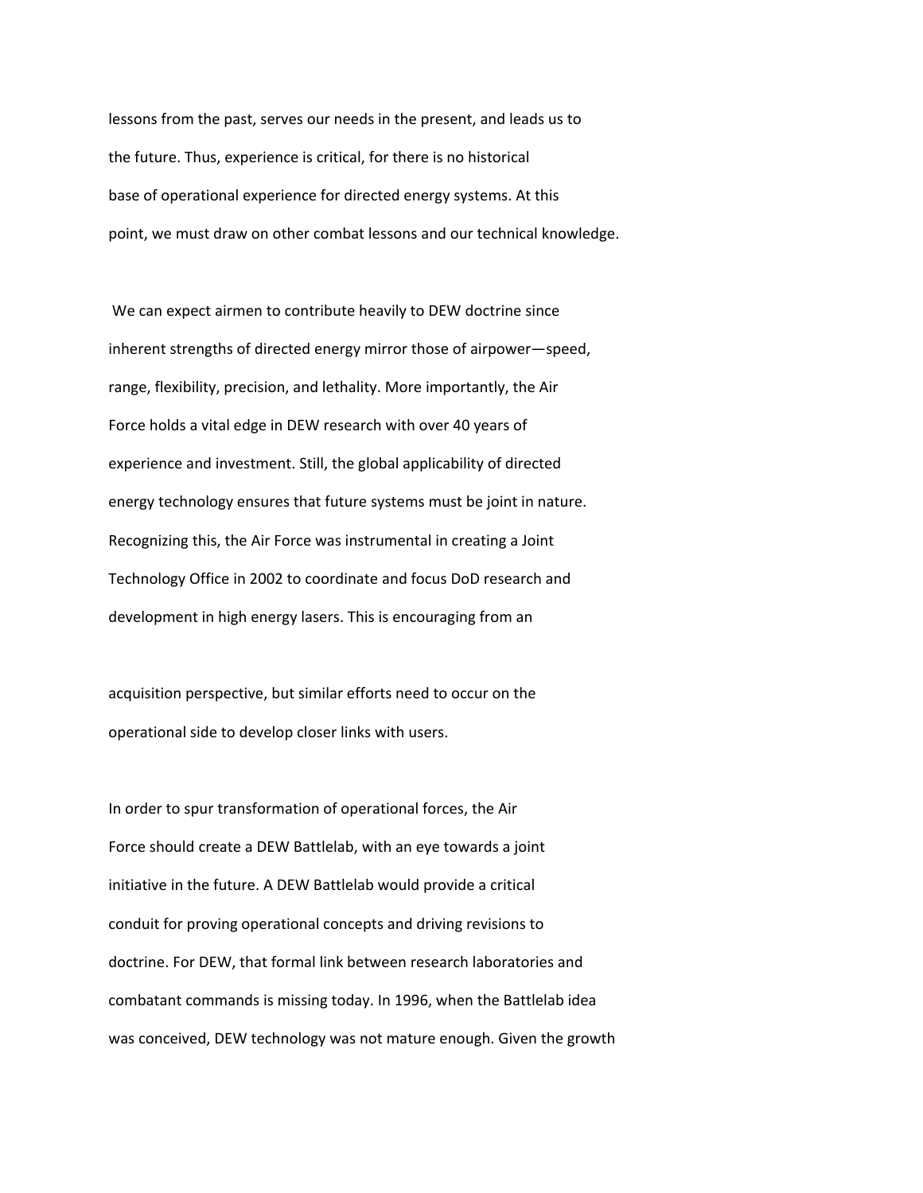lessons from the past, serves our needs in the present, and leads us to the future. Thus, experience is critical, for there is no historical base of operational experience for directed energy systems. At this point, we must draw on other combat lessons and our technical knowledge.

We can expect airmen to contribute heavily to DEW doctrine since inherent strengths of directed energy mirror those of airpower—speed, range, flexibility, precision, and lethality. More importantly, the Air Force holds a vital edge in DEW research with over 40 years of experience and investment. Still, the global applicability of directed energy technology ensures that future systems must be joint in nature. Recognizing this, the Air Force was instrumental in creating a Joint Technology Office in 2002 to coordinate and focus DoD research and development in high energy lasers. This is encouraging from an acquisition perspective, but similar efforts need to occur on the operational side to develop closer links with users.

In order to spur transformation of operational forces, the Air Force should create a DEW Battlelab, with an eye towards a joint initiative in the future. A DEW Battlelab would provide a critical conduit for proving operational concepts and driving revisions to doctrine. For DEW, that formal link between research laboratories and combatant commands is missing today. In 1996, when the Battlelab idea was conceived, DEW technology was not mature enough. Given the growth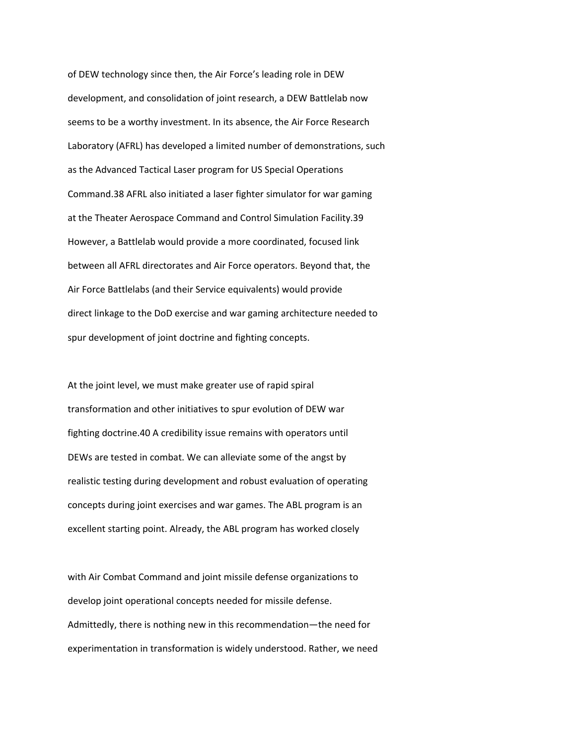of DEW technology since then, the Air Force's leading role in DEW development, and consolidation of joint research, a DEW Battlelab now seems to be a worthy investment. In its absence, the Air Force Research Laboratory (AFRL) has developed a limited number of demonstrations, such as the Advanced Tactical Laser program for US Special Operations Command.[38] AFRL also initiated a laser fighter simulator for war gaming at the Theater Aerospace Command and Control Simulation Facility.[39] However, a Battlelab would provide a more coordinated, focused link between all AFRL directorates and Air Force operators. Beyond that, the Air Force Battlelabs (and their Service equivalents) would provide direct linkage to the DoD exercise and war gaming architecture needed to spur development of joint doctrine and fighting concepts.

At the joint level, we must make greater use of rapid spiral transformation and other initiatives to spur evolution of DEW war fighting doctrine.[40] A credibility issue remains with operators until DEWs are tested in combat. We can alleviate some of the angst by realistic testing during development and robust evaluation of operating concepts during joint exercises and war games. The ABL program is an excellent starting point. Already, the ABL program has worked closely with Air Combat Command and joint missile defense organizations to develop joint operational concepts needed for missile defense. Admittedly, there is nothing new in this recommendation—the need for experimentation in transformation is widely understood. Rather, we need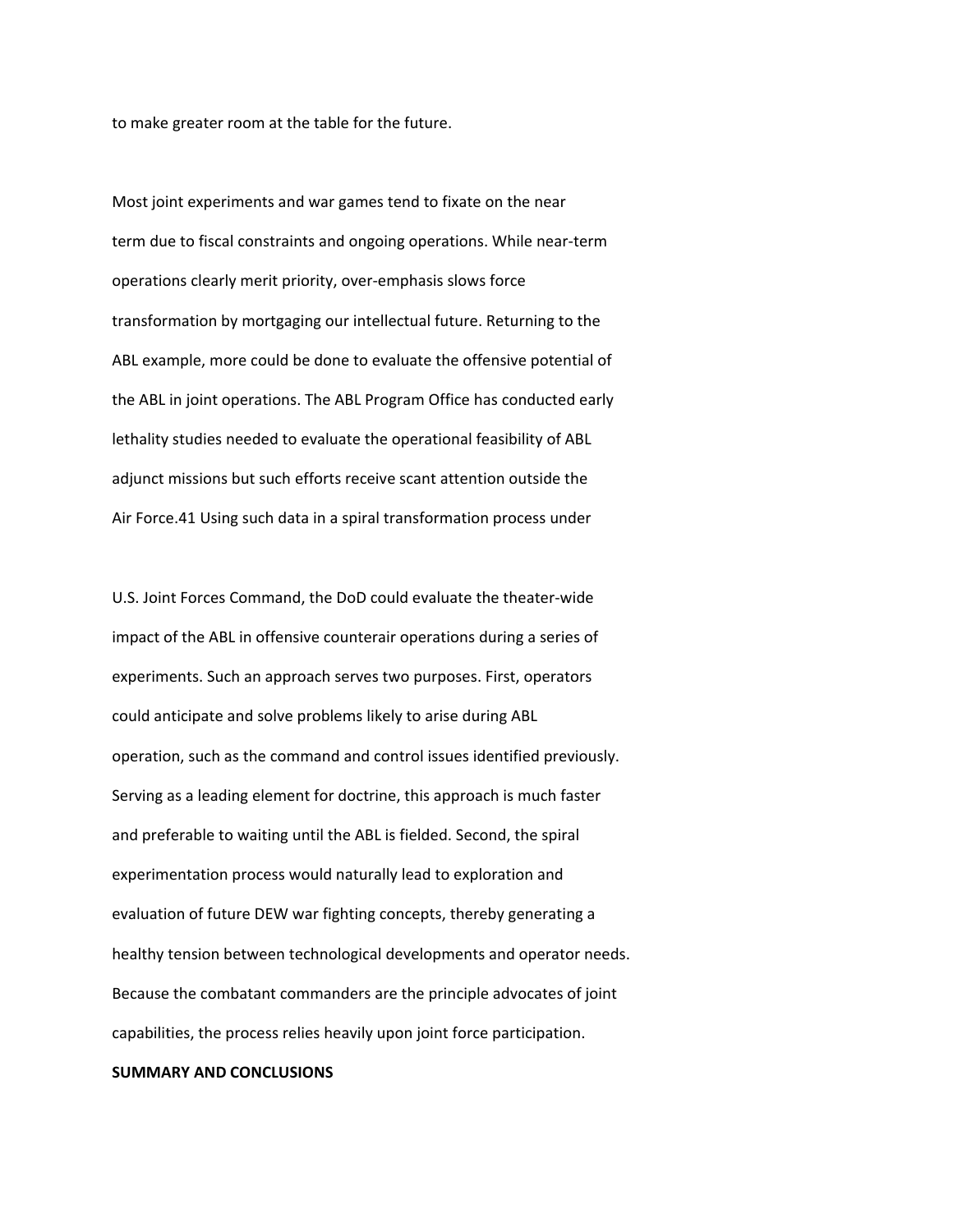to make greater room at the table for the future.

Most joint experiments and war games tend to fixate on the near term due to fiscal constraints and ongoing operations. While near-term operations clearly merit priority, over-emphasis slows force transformation by mortgaging our intellectual future. Returning to the ABL example, more could be done to evaluate the offensive potential of the ABL in joint operations. The ABL Program Office has conducted early lethality studies needed to evaluate the operational feasibility of ABL adjunct missions but such efforts receive scant attention outside the Air Force.[41] Using such data in a spiral transformation process under U.S. Joint Forces Command, the DoD could evaluate the theater-wide impact of the ABL in offensive counterair operations during a series of experiments. Such an approach serves two purposes. First, operators could anticipate and solve problems likely to arise during ABL operation, such as the command and control issues identified previously. Serving as a leading element for doctrine, this approach is much faster and preferable to waiting until the ABL is fielded. Second, the spiral experimentation process would naturally lead to exploration and evaluation of future DEW war fighting concepts, thereby generating a healthy tension between technological developments and operator needs. Because the combatant commanders are the principle advocates of joint capabilities, the process relies heavily upon joint force participation.

## SUMMARY AND CONCLUSIONS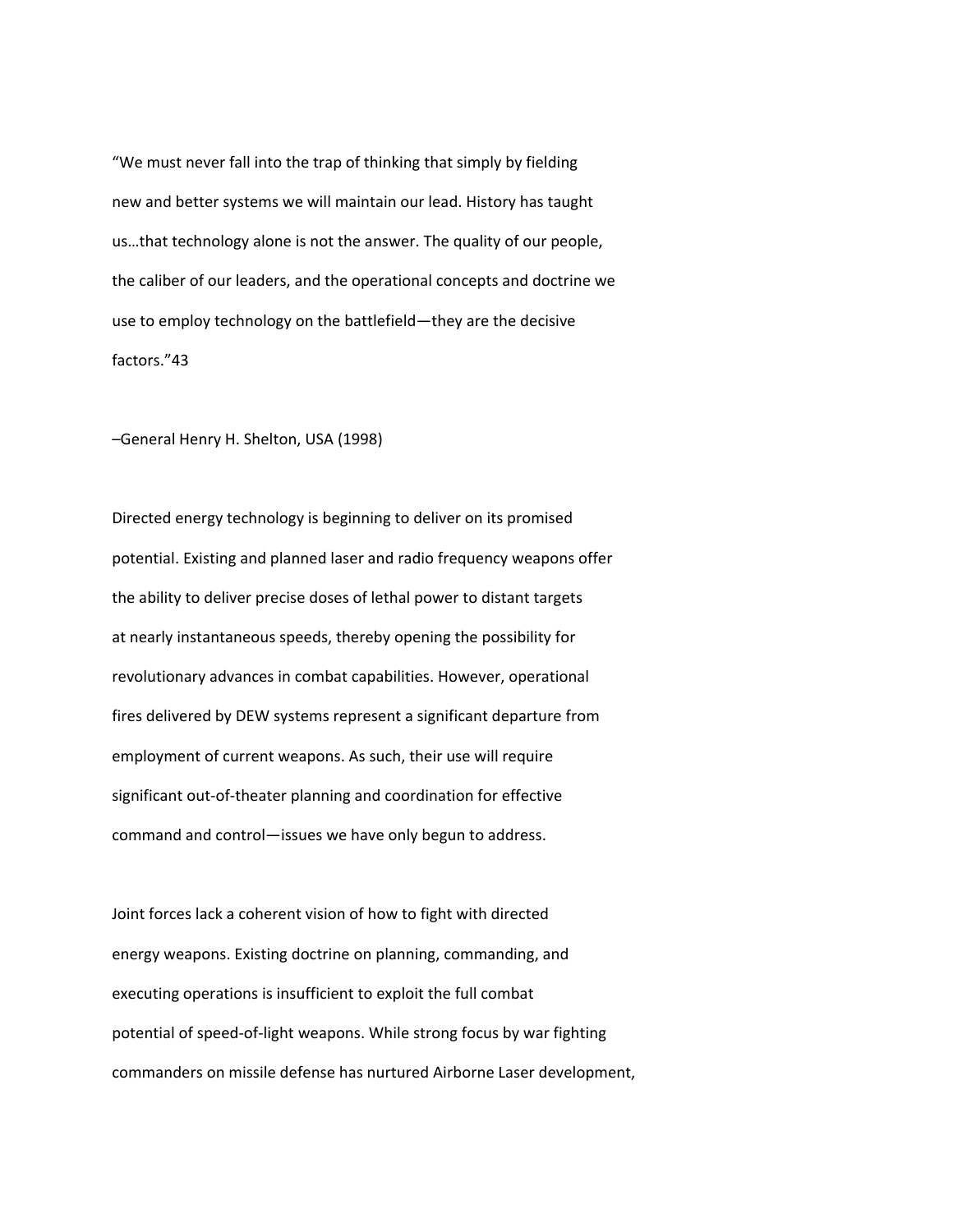"We must never fall into the trap of thinking that simply by fielding new and better systems we will maintain our lead. History has taught us…that technology alone is not the answer. The quality of our people, the caliber of our leaders, and the operational concepts and doctrine we use to employ technology on the battlefield—they are the decisive factors."43

–General Henry H. Shelton, USA (1998)

Directed energy technology is beginning to deliver on its promised potential. Existing and planned laser and radio frequency weapons offer the ability to deliver precise doses of lethal power to distant targets at nearly instantaneous speeds, thereby opening the possibility for revolutionary advances in combat capabilities. However, operational fires delivered by DEW systems represent a significant departure from employment of current weapons. As such, their use will require significant out-of-theater planning and coordination for effective command and control—issues we have only begun to address.

Joint forces lack a coherent vision of how to fight with directed energy weapons. Existing doctrine on planning, commanding, and executing operations is insufficient to exploit the full combat potential of speed-of-light weapons. While strong focus by war fighting commanders on missile defense has nurtured Airborne Laser development,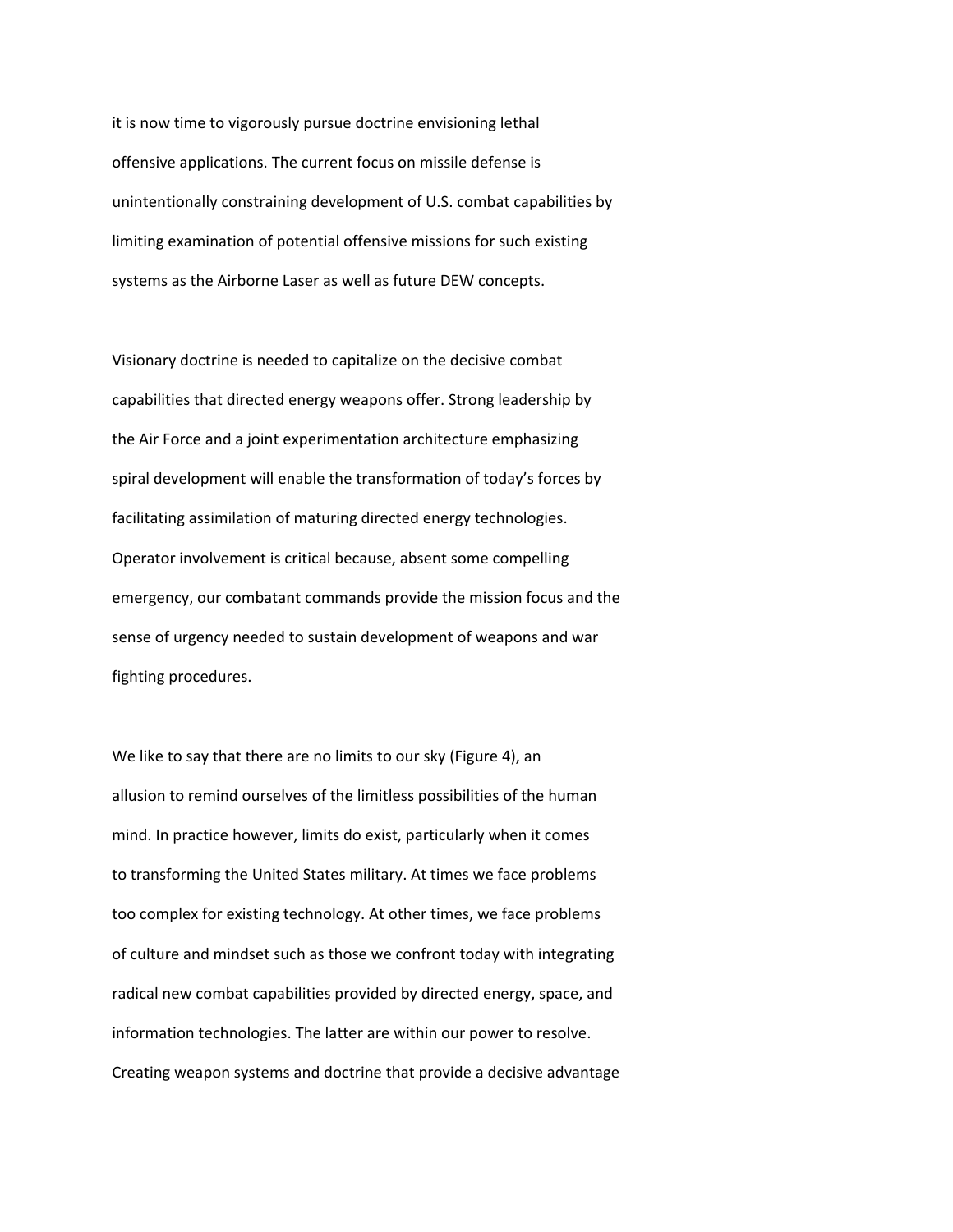it is now time to vigorously pursue doctrine envisioning lethal offensive applications. The current focus on missile defense is unintentionally constraining development of U.S. combat capabilities by limiting examination of potential offensive missions for such existing systems as the Airborne Laser as well as future DEW concepts.

Visionary doctrine is needed to capitalize on the decisive combat capabilities that directed energy weapons offer. Strong leadership by the Air Force and a joint experimentation architecture emphasizing spiral development will enable the transformation of today's forces by facilitating assimilation of maturing directed energy technologies. Operator involvement is critical because, absent some compelling emergency, our combatant commands provide the mission focus and the sense of urgency needed to sustain development of weapons and war fighting procedures.

We like to say that there are no limits to our sky (Figure 4), an allusion to remind ourselves of the limitless possibilities of the human mind. In practice however, limits do exist, particularly when it comes to transforming the United States military. At times we face problems too complex for existing technology. At other times, we face problems of culture and mindset such as those we confront today with integrating radical new combat capabilities provided by directed energy, space, and information technologies. The latter are within our power to resolve. Creating weapon systems and doctrine that provide a decisive advantage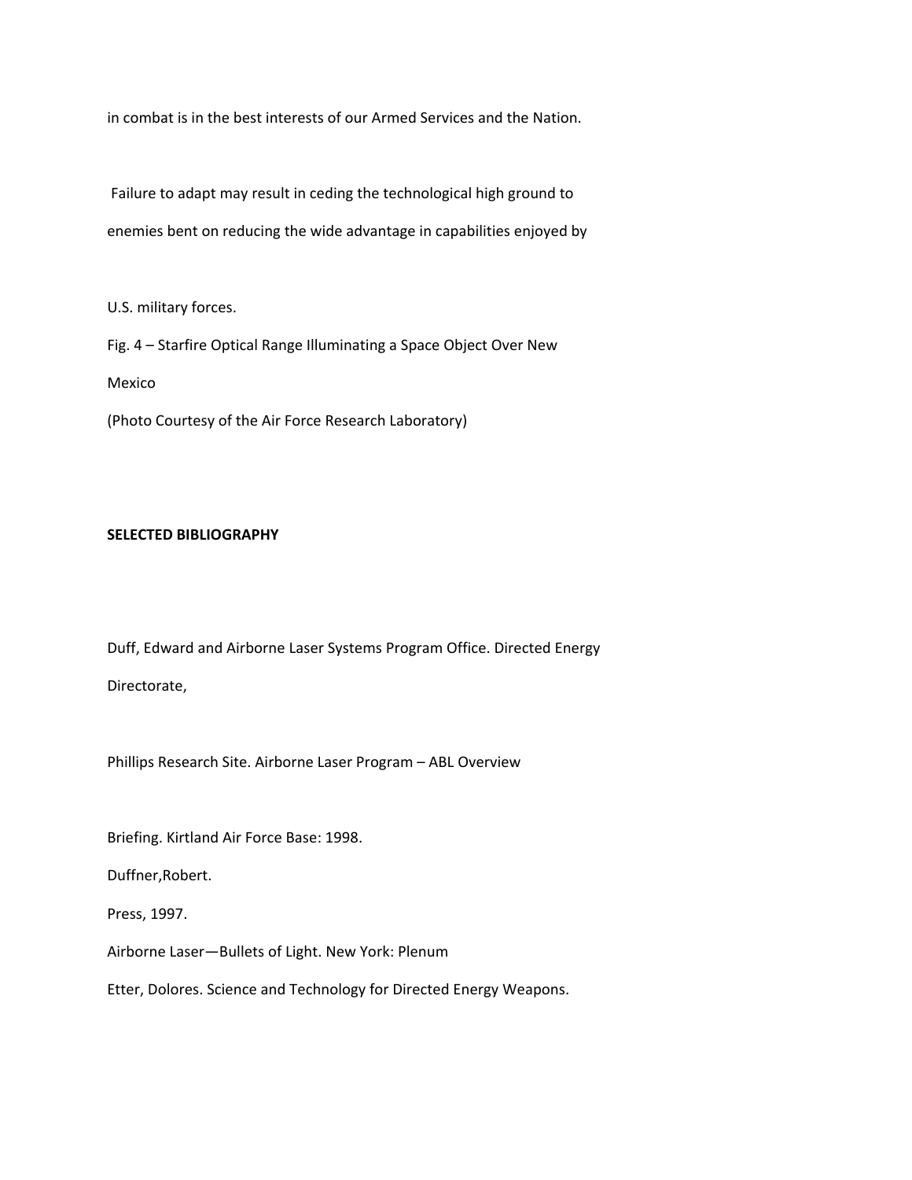in combat is in the best interests of our Armed Services and the Nation.

Failure to adapt may result in ceding the technological high ground to enemies bent on reducing the wide advantage in capabilities enjoyed by

U.S. military forces.

Fig. 4 – Starfire Optical Range Illuminating a Space Object Over New Mexico

(Photo Courtesy of the Air Force Research Laboratory)

**SELECTED BIBLIOGRAPHY**

Duff, Edward and Airborne Laser Systems Program Office. Directed Energy Directorate,

Phillips Research Site. Airborne Laser Program – ABL Overview

Briefing. Kirtland Air Force Base: 1998.

Duffner,Robert.

Press, 1997.

Airborne Laser—Bullets of Light. New York: Plenum

Etter, Dolores. Science and Technology for Directed Energy Weapons.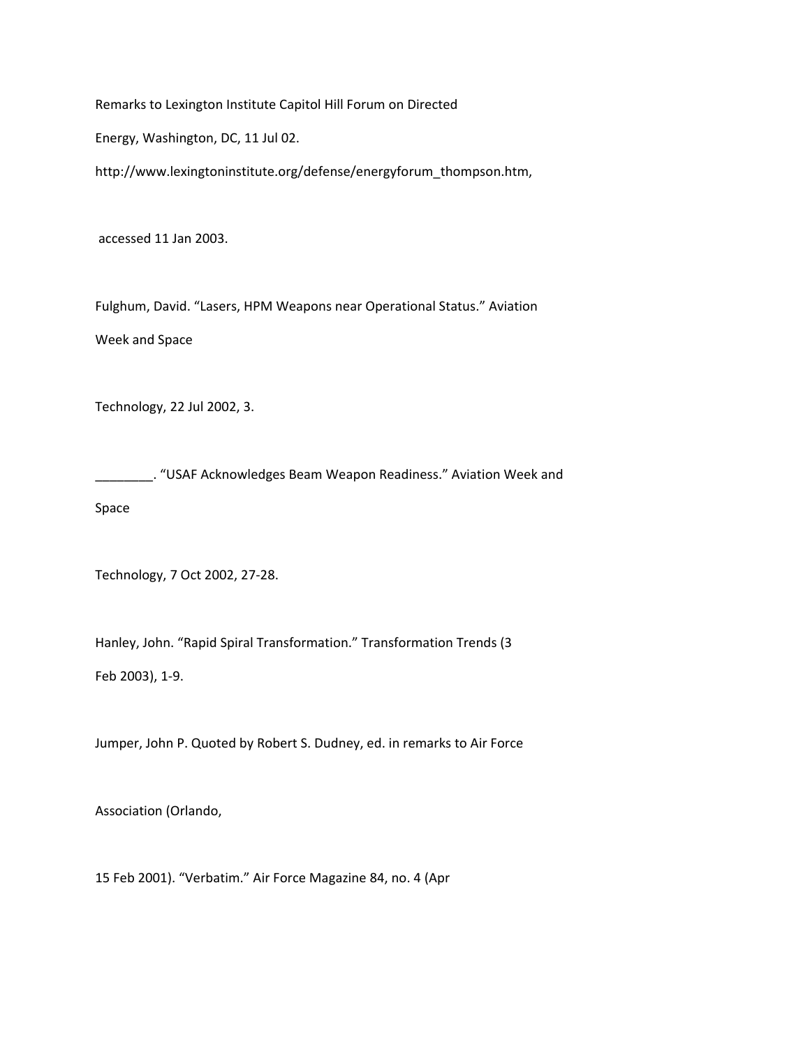Remarks to Lexington Institute Capitol Hill Forum on Directed Energy, Washington, DC, 11 Jul 02. http://www.lexingtoninstitute.org/defense/energyforum_thompson.htm, accessed 11 Jan 2003.

Fulghum, David. "Lasers, HPM Weapons near Operational Status." Aviation Week and Space Technology, 22 Jul 2002, 3.

________. "USAF Acknowledges Beam Weapon Readiness." Aviation Week and Space Technology, 7 Oct 2002, 27-28.

Hanley, John. "Rapid Spiral Transformation." Transformation Trends (3 Feb 2003), 1-9.

Jumper, John P. Quoted by Robert S. Dudney, ed. in remarks to Air Force Association (Orlando, 15 Feb 2001). "Verbatim." Air Force Magazine 84, no. 4 (Apr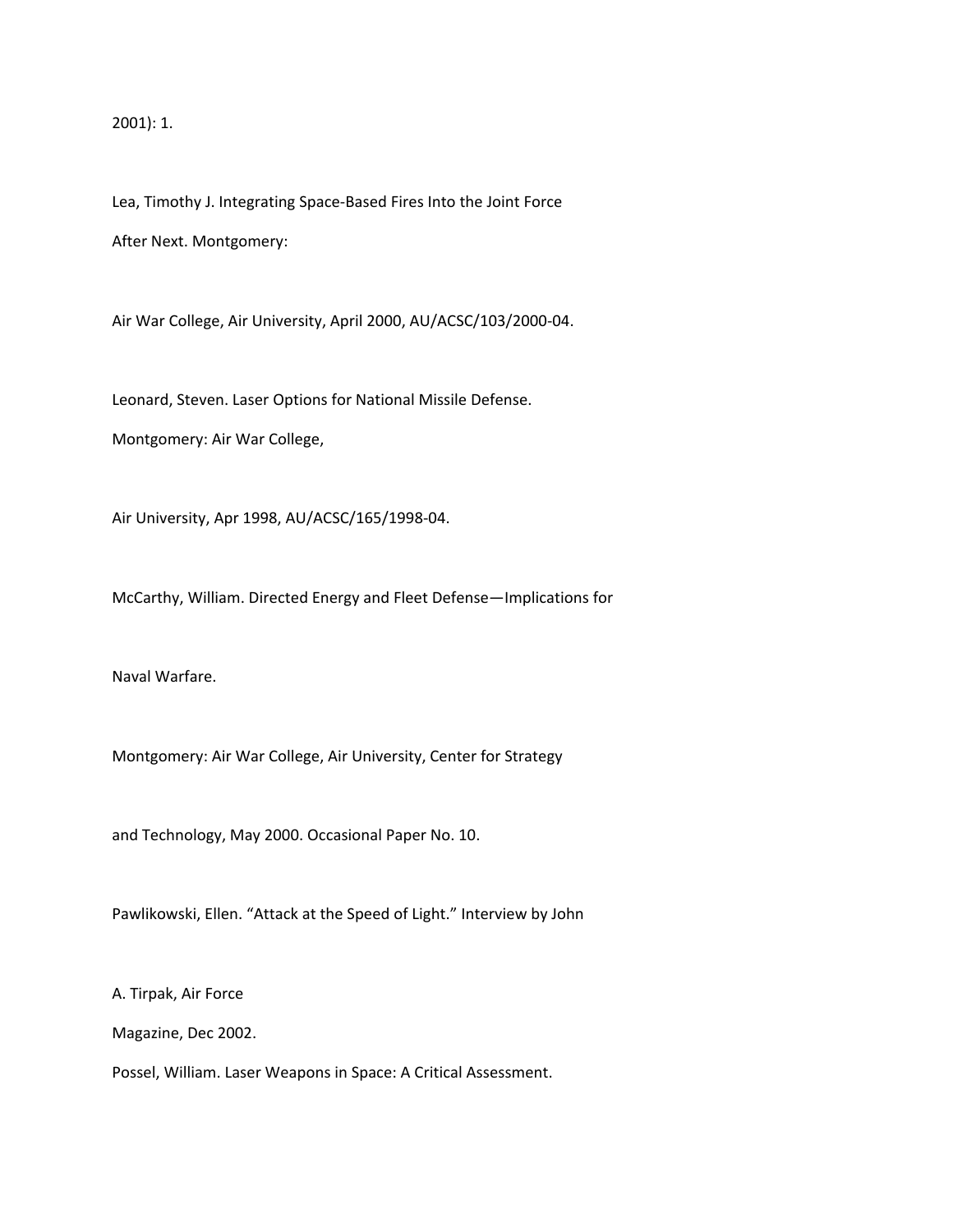2001): 1.

Lea, Timothy J. Integrating Space-Based Fires Into the Joint Force After Next. Montgomery: Air War College, Air University, April 2000, AU/ACSC/103/2000-04.

Leonard, Steven. Laser Options for National Missile Defense. Montgomery: Air War College, Air University, Apr 1998, AU/ACSC/165/1998-04.

McCarthy, William. Directed Energy and Fleet Defense—Implications for Naval Warfare. Montgomery: Air War College, Air University, Center for Strategy and Technology, May 2000. Occasional Paper No. 10.

Pawlikowski, Ellen. “Attack at the Speed of Light.” Interview by John A. Tirpak, Air Force Magazine, Dec 2002.

Possel, William. Laser Weapons in Space: A Critical Assessment.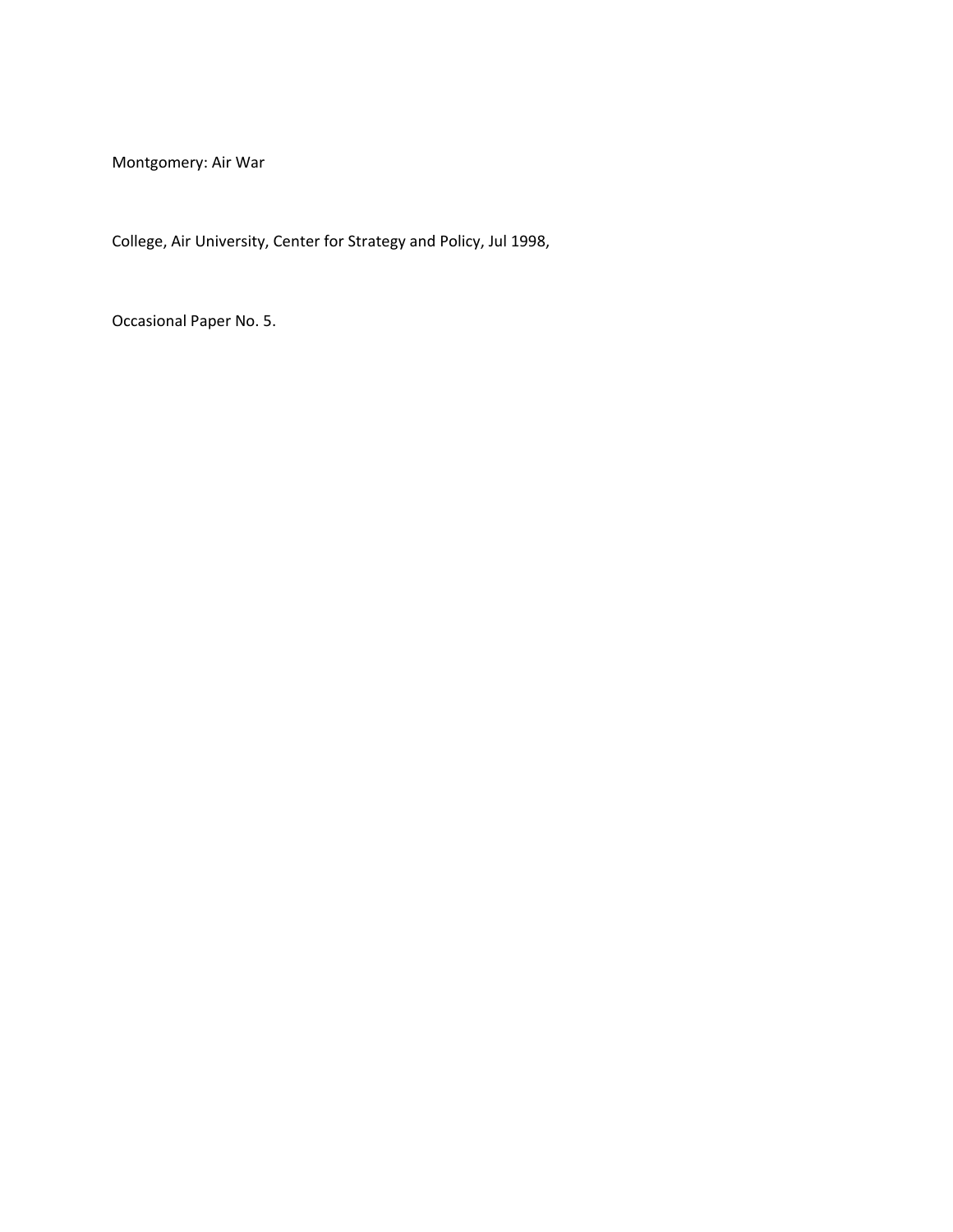Montgomery: Air War

College, Air University, Center for Strategy and Policy, Jul 1998,

Occasional Paper No. 5.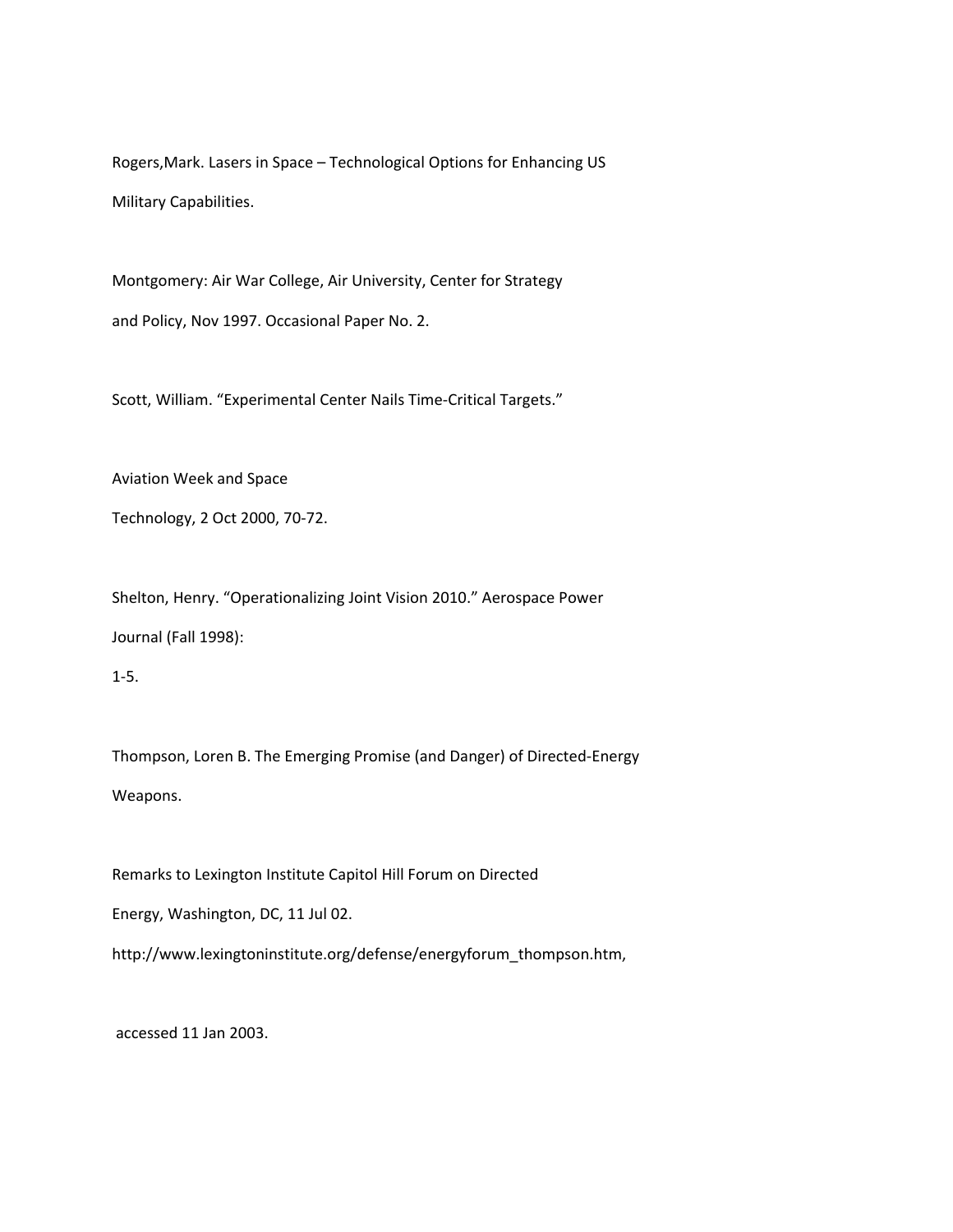Rogers,Mark. Lasers in Space – Technological Options for Enhancing US Military Capabilities.

Montgomery: Air War College, Air University, Center for Strategy and Policy, Nov 1997. Occasional Paper No. 2.

Scott, William. "Experimental Center Nails Time-Critical Targets."

Aviation Week and Space Technology, 2 Oct 2000, 70-72.

Shelton, Henry. "Operationalizing Joint Vision 2010." Aerospace Power Journal (Fall 1998): 1-5.

Thompson, Loren B. The Emerging Promise (and Danger) of Directed-Energy Weapons.

Remarks to Lexington Institute Capitol Hill Forum on Directed Energy, Washington, DC, 11 Jul 02. http://www.lexingtoninstitute.org/defense/energyforum_thompson.htm,

accessed 11 Jan 2003.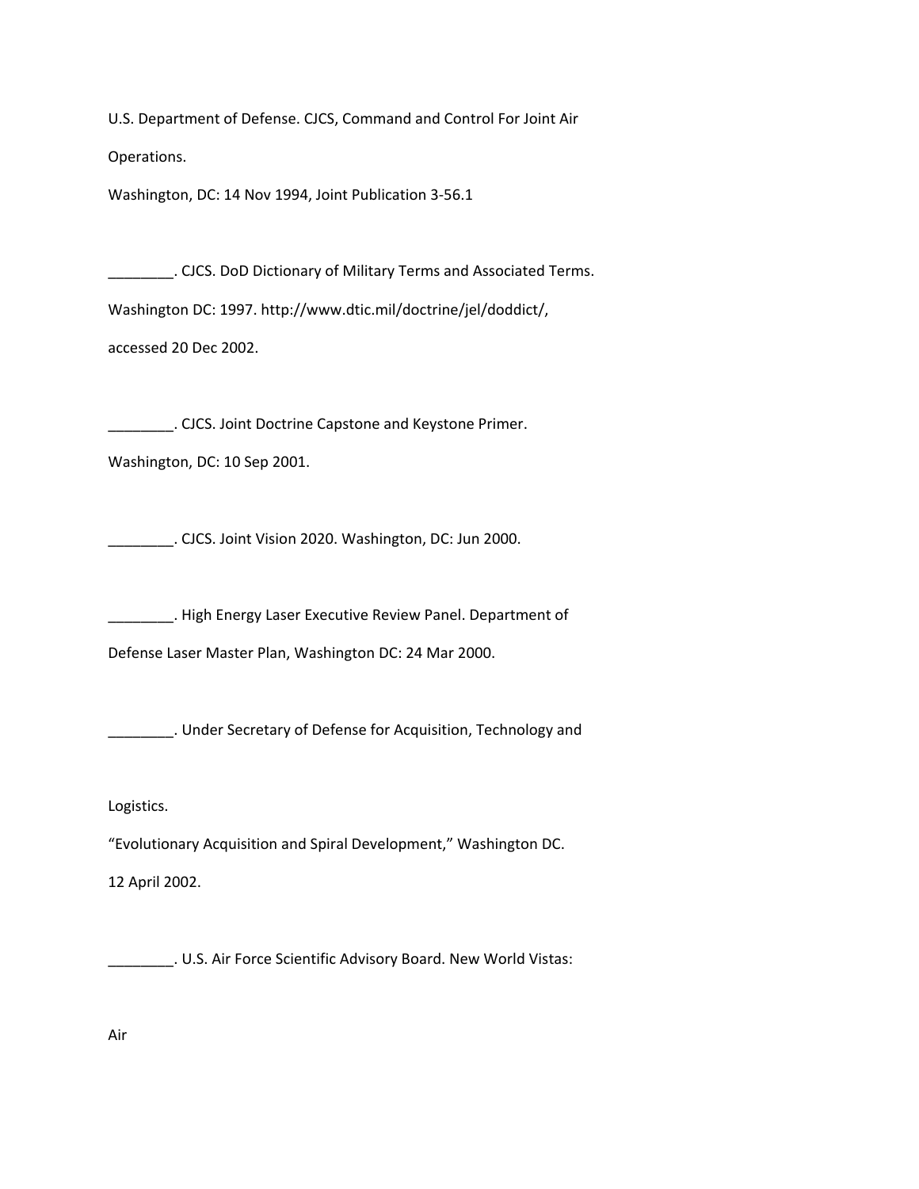U.S. Department of Defense. CJCS, Command and Control For Joint Air Operations.
Washington, DC: 14 Nov 1994, Joint Publication 3-56.1

________. CJCS. DoD Dictionary of Military Terms and Associated Terms. Washington DC: 1997. http://www.dtic.mil/doctrine/jel/doddict/, accessed 20 Dec 2002.

________. CJCS. Joint Doctrine Capstone and Keystone Primer. Washington, DC: 10 Sep 2001.

________. CJCS. Joint Vision 2020. Washington, DC: Jun 2000.

________. High Energy Laser Executive Review Panel. Department of Defense Laser Master Plan, Washington DC: 24 Mar 2000.

________. Under Secretary of Defense for Acquisition, Technology and Logistics.
"Evolutionary Acquisition and Spiral Development," Washington DC. 12 April 2002.

________. U.S. Air Force Scientific Advisory Board. New World Vistas: Air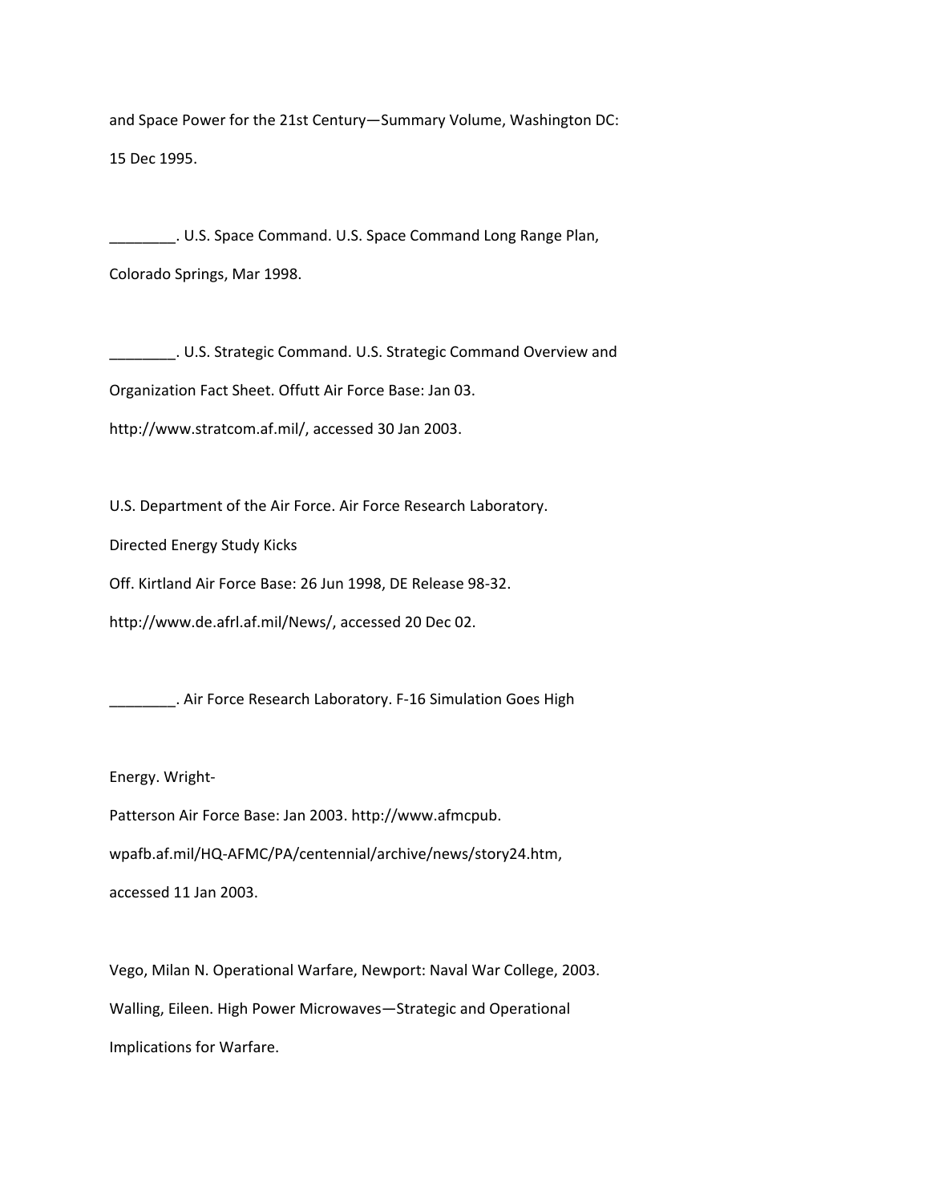and Space Power for the 21st Century—Summary Volume, Washington DC: 15 Dec 1995.

________. U.S. Space Command. U.S. Space Command Long Range Plan, Colorado Springs, Mar 1998.

________. U.S. Strategic Command. U.S. Strategic Command Overview and Organization Fact Sheet. Offutt Air Force Base: Jan 03. http://www.stratcom.af.mil/, accessed 30 Jan 2003.

U.S. Department of the Air Force. Air Force Research Laboratory. Directed Energy Study Kicks Off. Kirtland Air Force Base: 26 Jun 1998, DE Release 98-32. http://www.de.afrl.af.mil/News/, accessed 20 Dec 02.

________. Air Force Research Laboratory. F-16 Simulation Goes High Energy. Wright-Patterson Air Force Base: Jan 2003. http://www.afmcpub.wpafb.af.mil/HQ-AFMC/PA/centennial/archive/news/story24.htm, accessed 11 Jan 2003.

Vego, Milan N. Operational Warfare, Newport: Naval War College, 2003.

Walling, Eileen. High Power Microwaves—Strategic and Operational Implications for Warfare.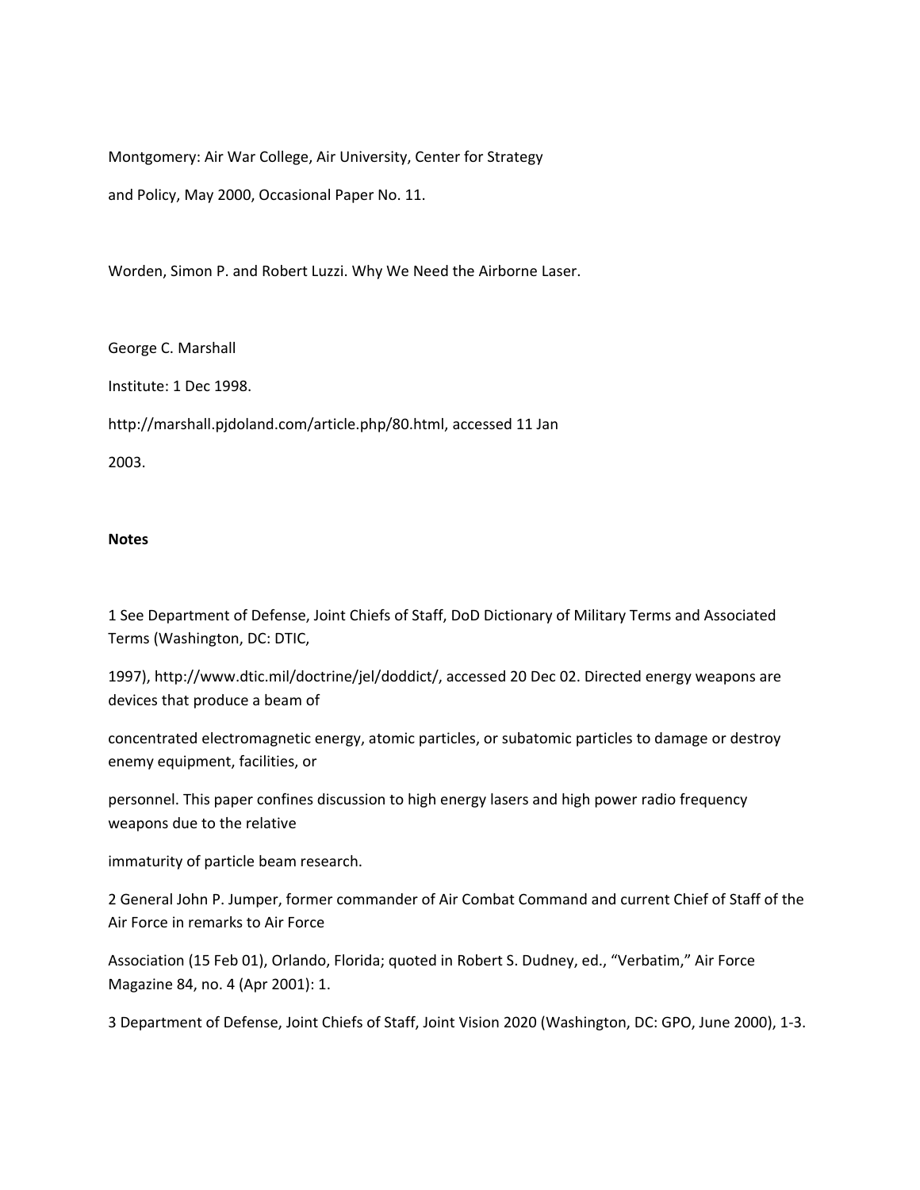Montgomery: Air War College, Air University, Center for Strategy and Policy, May 2000, Occasional Paper No. 11.

Worden, Simon P. and Robert Luzzi. Why We Need the Airborne Laser.

George C. Marshall Institute: 1 Dec 1998. http://marshall.pjdoland.com/article.php/80.html, accessed 11 Jan 2003.

**Notes**

1 See Department of Defense, Joint Chiefs of Staff, DoD Dictionary of Military Terms and Associated Terms (Washington, DC: DTIC, 1997), http://www.dtic.mil/doctrine/jel/doddict/, accessed 20 Dec 02. Directed energy weapons are devices that produce a beam of concentrated electromagnetic energy, atomic particles, or subatomic particles to damage or destroy enemy equipment, facilities, or personnel. This paper confines discussion to high energy lasers and high power radio frequency weapons due to the relative immaturity of particle beam research.

2 General John P. Jumper, former commander of Air Combat Command and current Chief of Staff of the Air Force in remarks to Air Force Association (15 Feb 01), Orlando, Florida; quoted in Robert S. Dudney, ed., "Verbatim," Air Force Magazine 84, no. 4 (Apr 2001): 1.

3 Department of Defense, Joint Chiefs of Staff, Joint Vision 2020 (Washington, DC: GPO, June 2000), 1-3.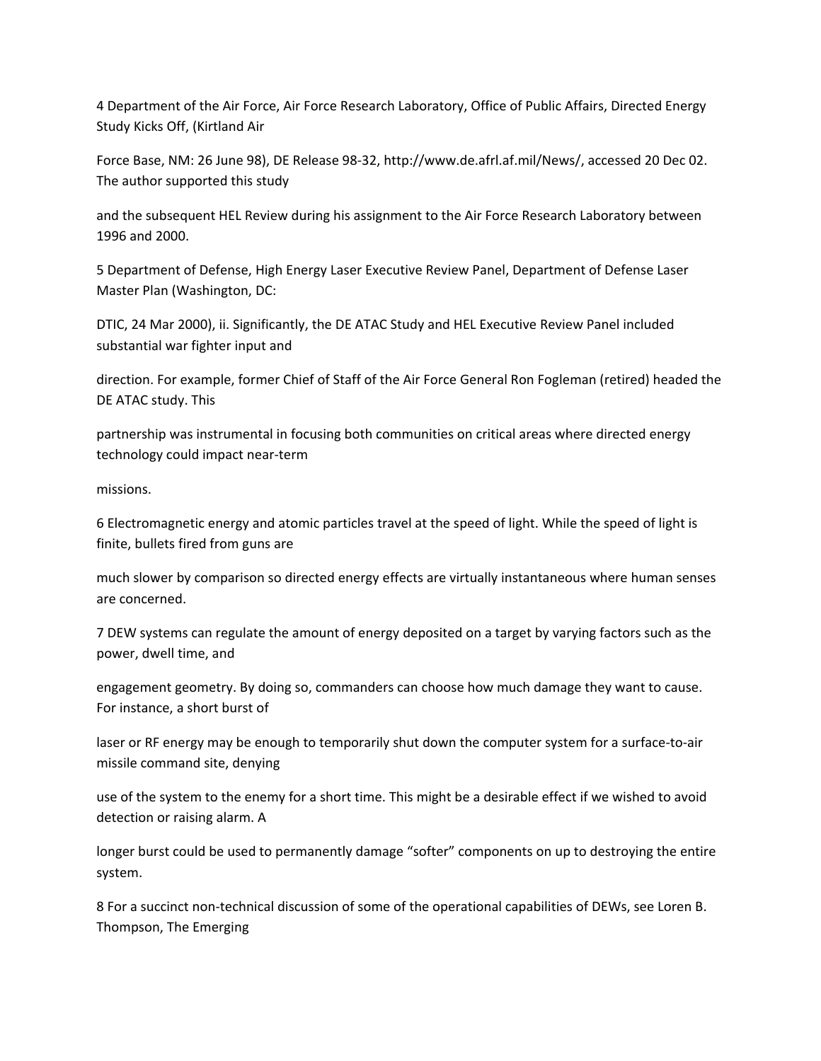4 Department of the Air Force, Air Force Research Laboratory, Office of Public Affairs, Directed Energy Study Kicks Off, (Kirtland Air Force Base, NM: 26 June 98), DE Release 98-32, http://www.de.afrl.af.mil/News/, accessed 20 Dec 02. The author supported this study and the subsequent HEL Review during his assignment to the Air Force Research Laboratory between 1996 and 2000.

5 Department of Defense, High Energy Laser Executive Review Panel, Department of Defense Laser Master Plan (Washington, DC: DTIC, 24 Mar 2000), ii. Significantly, the DE ATAC Study and HEL Executive Review Panel included substantial war fighter input and direction. For example, former Chief of Staff of the Air Force General Ron Fogleman (retired) headed the DE ATAC study. This partnership was instrumental in focusing both communities on critical areas where directed energy technology could impact near-term missions.

6 Electromagnetic energy and atomic particles travel at the speed of light. While the speed of light is finite, bullets fired from guns are much slower by comparison so directed energy effects are virtually instantaneous where human senses are concerned.

7 DEW systems can regulate the amount of energy deposited on a target by varying factors such as the power, dwell time, and engagement geometry. By doing so, commanders can choose how much damage they want to cause. For instance, a short burst of laser or RF energy may be enough to temporarily shut down the computer system for a surface-to-air missile command site, denying use of the system to the enemy for a short time. This might be a desirable effect if we wished to avoid detection or raising alarm. A longer burst could be used to permanently damage "softer" components on up to destroying the entire system.

8 For a succinct non-technical discussion of some of the operational capabilities of DEWs, see Loren B. Thompson, The Emerging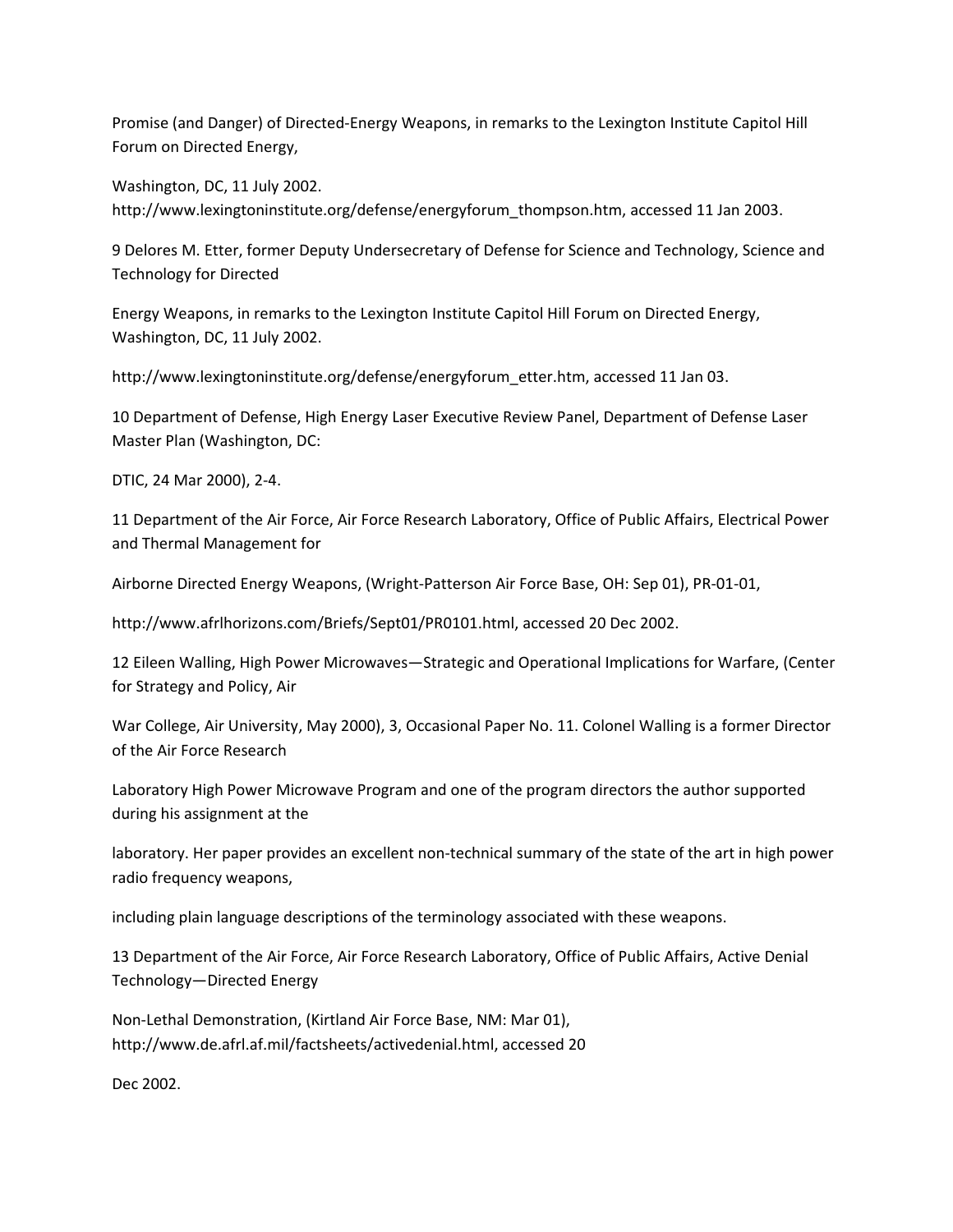Promise (and Danger) of Directed-Energy Weapons, in remarks to the Lexington Institute Capitol Hill Forum on Directed Energy,

Washington, DC, 11 July 2002.
http://www.lexingtoninstitute.org/defense/energyforum_thompson.htm, accessed 11 Jan 2003.

9 Delores M. Etter, former Deputy Undersecretary of Defense for Science and Technology, Science and Technology for Directed

Energy Weapons, in remarks to the Lexington Institute Capitol Hill Forum on Directed Energy, Washington, DC, 11 July 2002.

http://www.lexingtoninstitute.org/defense/energyforum_etter.htm, accessed 11 Jan 03.

10 Department of Defense, High Energy Laser Executive Review Panel, Department of Defense Laser Master Plan (Washington, DC:

DTIC, 24 Mar 2000), 2-4.

11 Department of the Air Force, Air Force Research Laboratory, Office of Public Affairs, Electrical Power and Thermal Management for

Airborne Directed Energy Weapons, (Wright-Patterson Air Force Base, OH: Sep 01), PR-01-01,

http://www.afrlhorizons.com/Briefs/Sept01/PR0101.html, accessed 20 Dec 2002.

12 Eileen Walling, High Power Microwaves—Strategic and Operational Implications for Warfare, (Center for Strategy and Policy, Air

War College, Air University, May 2000), 3, Occasional Paper No. 11. Colonel Walling is a former Director of the Air Force Research

Laboratory High Power Microwave Program and one of the program directors the author supported during his assignment at the

laboratory. Her paper provides an excellent non-technical summary of the state of the art in high power radio frequency weapons,

including plain language descriptions of the terminology associated with these weapons.

13 Department of the Air Force, Air Force Research Laboratory, Office of Public Affairs, Active Denial Technology—Directed Energy

Non-Lethal Demonstration, (Kirtland Air Force Base, NM: Mar 01),
http://www.de.afrl.af.mil/factsheets/activedenial.html, accessed 20

Dec 2002.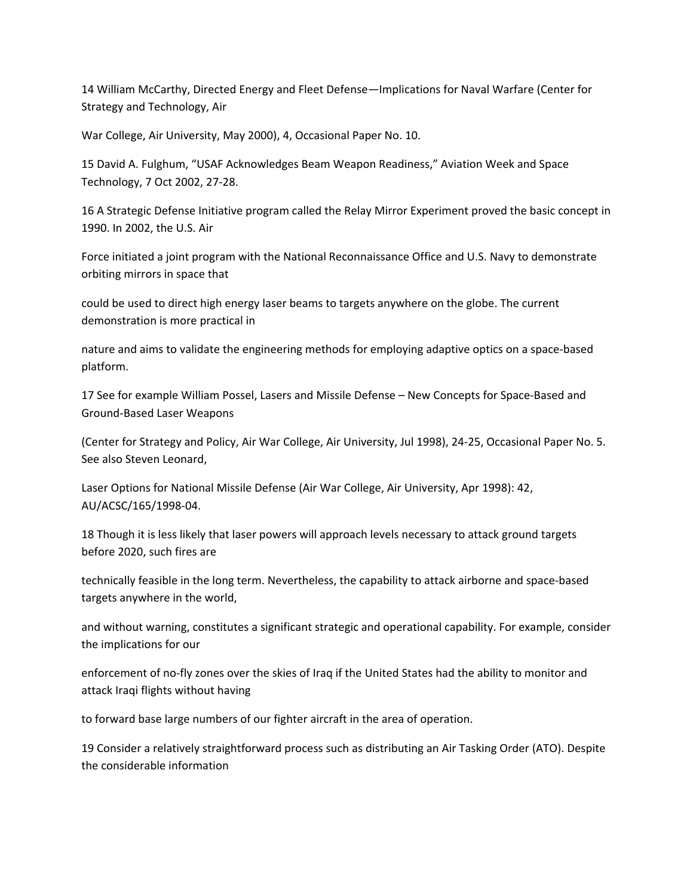14 William McCarthy, Directed Energy and Fleet Defense—Implications for Naval Warfare (Center for Strategy and Technology, Air

War College, Air University, May 2000), 4, Occasional Paper No. 10.

15 David A. Fulghum, "USAF Acknowledges Beam Weapon Readiness," Aviation Week and Space Technology, 7 Oct 2002, 27-28.

16 A Strategic Defense Initiative program called the Relay Mirror Experiment proved the basic concept in 1990. In 2002, the U.S. Air

Force initiated a joint program with the National Reconnaissance Office and U.S. Navy to demonstrate orbiting mirrors in space that

could be used to direct high energy laser beams to targets anywhere on the globe. The current demonstration is more practical in

nature and aims to validate the engineering methods for employing adaptive optics on a space-based platform.

17 See for example William Possel, Lasers and Missile Defense – New Concepts for Space-Based and Ground-Based Laser Weapons

(Center for Strategy and Policy, Air War College, Air University, Jul 1998), 24-25, Occasional Paper No. 5. See also Steven Leonard,

Laser Options for National Missile Defense (Air War College, Air University, Apr 1998): 42, AU/ACSC/165/1998-04.

18 Though it is less likely that laser powers will approach levels necessary to attack ground targets before 2020, such fires are

technically feasible in the long term. Nevertheless, the capability to attack airborne and space-based targets anywhere in the world,

and without warning, constitutes a significant strategic and operational capability. For example, consider the implications for our

enforcement of no-fly zones over the skies of Iraq if the United States had the ability to monitor and attack Iraqi flights without having

to forward base large numbers of our fighter aircraft in the area of operation.

19 Consider a relatively straightforward process such as distributing an Air Tasking Order (ATO). Despite the considerable information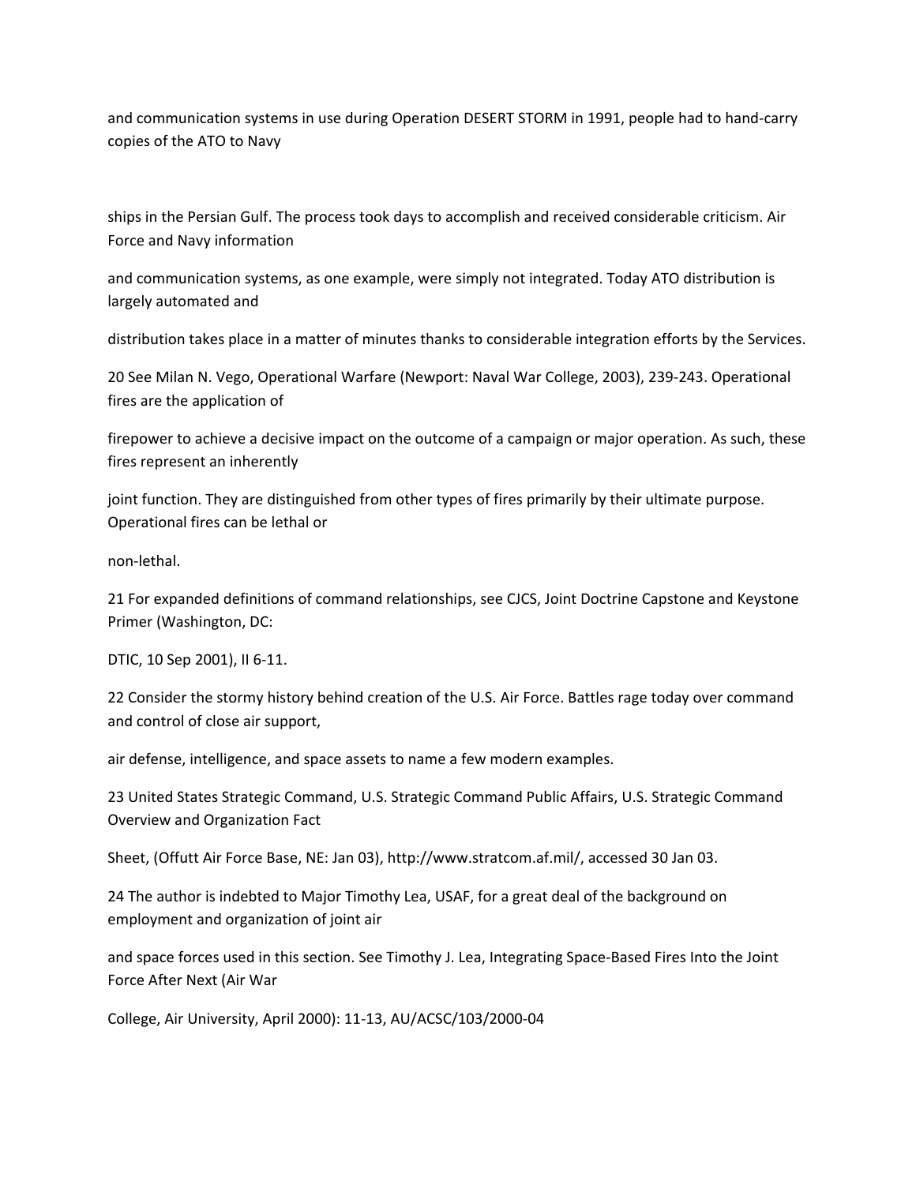and communication systems in use during Operation DESERT STORM in 1991, people had to hand-carry copies of the ATO to Navy ships in the Persian Gulf. The process took days to accomplish and received considerable criticism. Air Force and Navy information and communication systems, as one example, were simply not integrated. Today ATO distribution is largely automated and distribution takes place in a matter of minutes thanks to considerable integration efforts by the Services.

20 See Milan N. Vego, Operational Warfare (Newport: Naval War College, 2003), 239-243. Operational fires are the application of firepower to achieve a decisive impact on the outcome of a campaign or major operation. As such, these fires represent an inherently joint function. They are distinguished from other types of fires primarily by their ultimate purpose. Operational fires can be lethal or non-lethal.

21 For expanded definitions of command relationships, see CJCS, Joint Doctrine Capstone and Keystone Primer (Washington, DC: DTIC, 10 Sep 2001), II 6-11.

22 Consider the stormy history behind creation of the U.S. Air Force. Battles rage today over command and control of close air support, air defense, intelligence, and space assets to name a few modern examples.

23 United States Strategic Command, U.S. Strategic Command Public Affairs, U.S. Strategic Command Overview and Organization Fact Sheet, (Offutt Air Force Base, NE: Jan 03), http://www.stratcom.af.mil/, accessed 30 Jan 03.

24 The author is indebted to Major Timothy Lea, USAF, for a great deal of the background on employment and organization of joint air and space forces used in this section. See Timothy J. Lea, Integrating Space-Based Fires Into the Joint Force After Next (Air War College, Air University, April 2000): 11-13, AU/ACSC/103/2000-04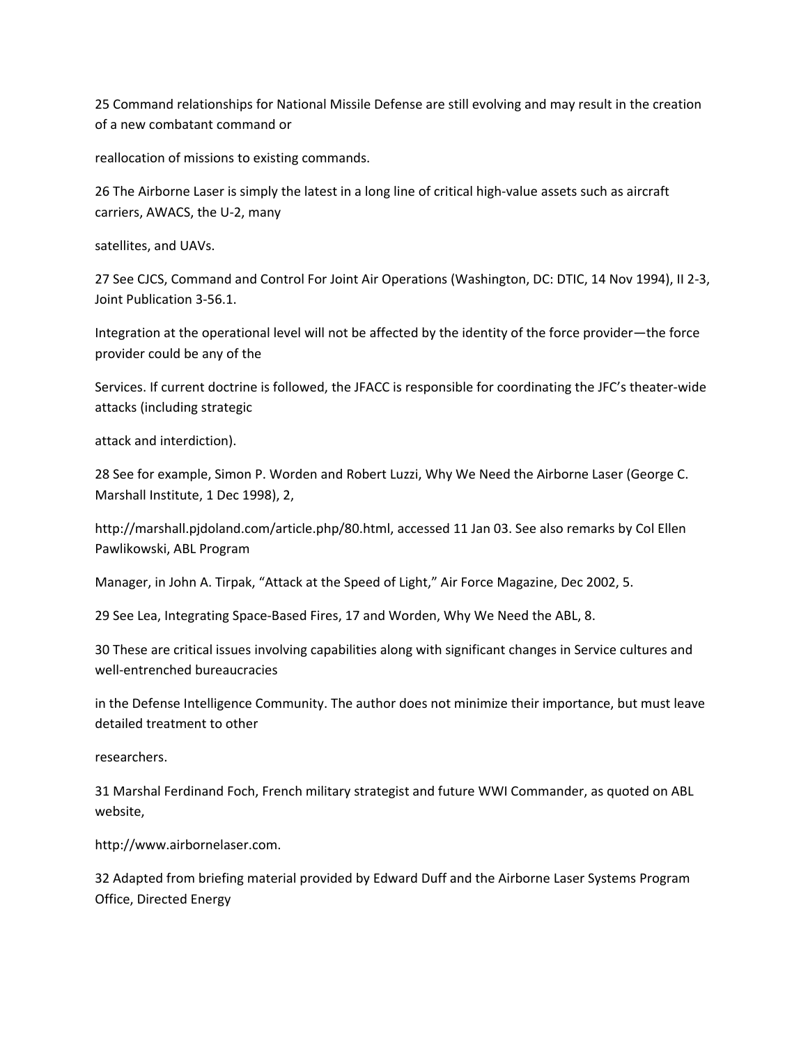25 Command relationships for National Missile Defense are still evolving and may result in the creation of a new combatant command or reallocation of missions to existing commands.

26 The Airborne Laser is simply the latest in a long line of critical high-value assets such as aircraft carriers, AWACS, the U-2, many satellites, and UAVs.

27 See CJCS, Command and Control For Joint Air Operations (Washington, DC: DTIC, 14 Nov 1994), II 2-3, Joint Publication 3-56.1.

Integration at the operational level will not be affected by the identity of the force provider—the force provider could be any of the Services. If current doctrine is followed, the JFACC is responsible for coordinating the JFC's theater-wide attacks (including strategic attack and interdiction).

28 See for example, Simon P. Worden and Robert Luzzi, Why We Need the Airborne Laser (George C. Marshall Institute, 1 Dec 1998), 2, http://marshall.pjdoland.com/article.php/80.html, accessed 11 Jan 03. See also remarks by Col Ellen Pawlikowski, ABL Program Manager, in John A. Tirpak, "Attack at the Speed of Light," Air Force Magazine, Dec 2002, 5.

29 See Lea, Integrating Space-Based Fires, 17 and Worden, Why We Need the ABL, 8.

30 These are critical issues involving capabilities along with significant changes in Service cultures and well-entrenched bureaucracies in the Defense Intelligence Community. The author does not minimize their importance, but must leave detailed treatment to other researchers.

31 Marshal Ferdinand Foch, French military strategist and future WWI Commander, as quoted on ABL website, http://www.airbornelaser.com.

32 Adapted from briefing material provided by Edward Duff and the Airborne Laser Systems Program Office, Directed Energy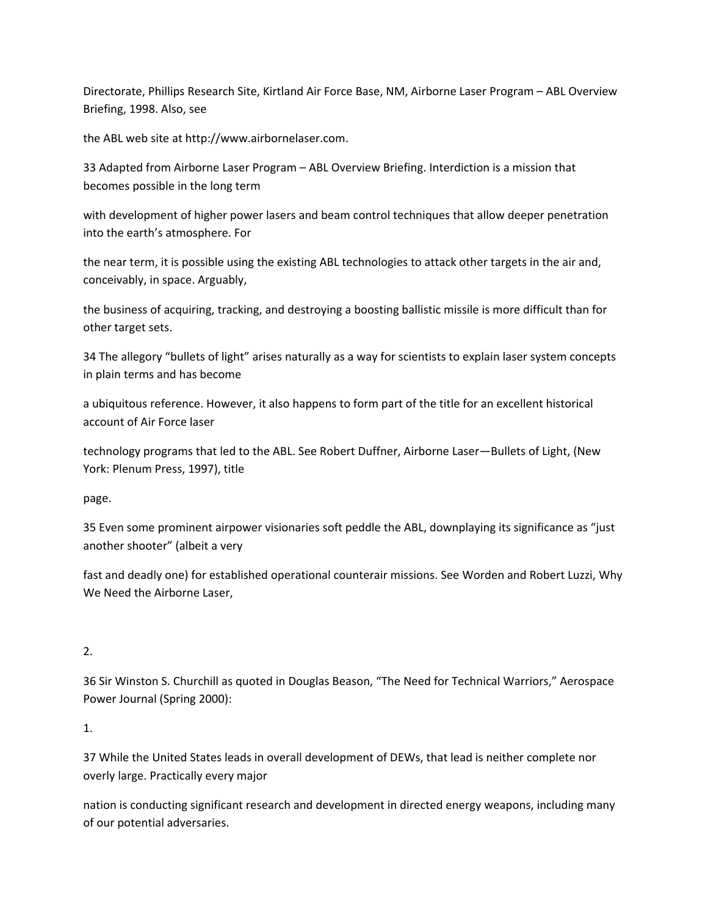Directorate, Phillips Research Site, Kirtland Air Force Base, NM, Airborne Laser Program – ABL Overview Briefing, 1998. Also, see

the ABL web site at http://www.airbornelaser.com.

33 Adapted from Airborne Laser Program – ABL Overview Briefing. Interdiction is a mission that becomes possible in the long term

with development of higher power lasers and beam control techniques that allow deeper penetration into the earth's atmosphere. For

the near term, it is possible using the existing ABL technologies to attack other targets in the air and, conceivably, in space. Arguably,

the business of acquiring, tracking, and destroying a boosting ballistic missile is more difficult than for other target sets.

34 The allegory "bullets of light" arises naturally as a way for scientists to explain laser system concepts in plain terms and has become

a ubiquitous reference. However, it also happens to form part of the title for an excellent historical account of Air Force laser

technology programs that led to the ABL. See Robert Duffner, Airborne Laser—Bullets of Light, (New York: Plenum Press, 1997), title

page.

35 Even some prominent airpower visionaries soft peddle the ABL, downplaying its significance as "just another shooter" (albeit a very

fast and deadly one) for established operational counterair missions. See Worden and Robert Luzzi, Why We Need the Airborne Laser,

2.

36 Sir Winston S. Churchill as quoted in Douglas Beason, "The Need for Technical Warriors," Aerospace Power Journal (Spring 2000):

1.

37 While the United States leads in overall development of DEWs, that lead is neither complete nor overly large. Practically every major

nation is conducting significant research and development in directed energy weapons, including many of our potential adversaries.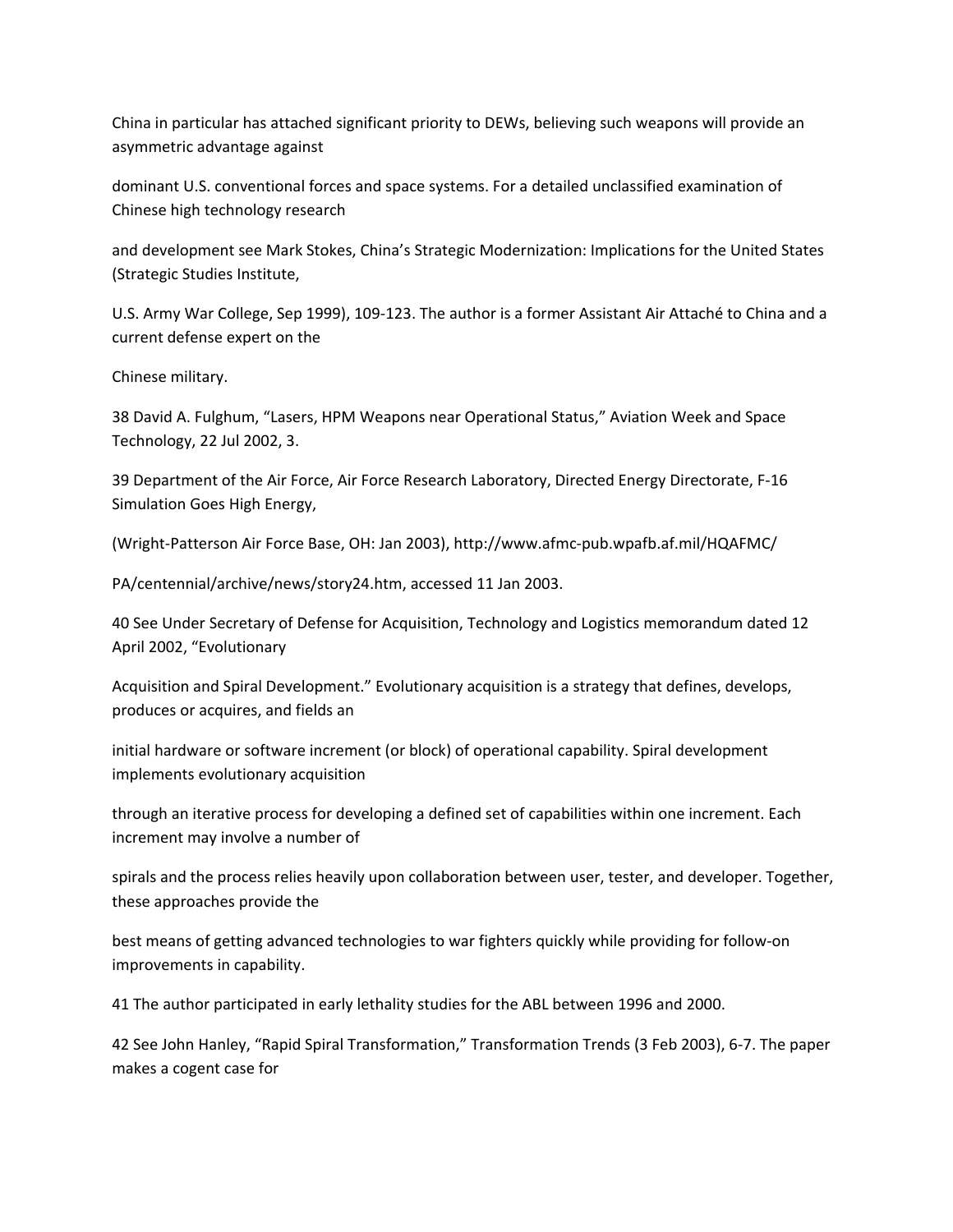China in particular has attached significant priority to DEWs, believing such weapons will provide an asymmetric advantage against dominant U.S. conventional forces and space systems. For a detailed unclassified examination of Chinese high technology research and development see Mark Stokes, China's Strategic Modernization: Implications for the United States (Strategic Studies Institute, U.S. Army War College, Sep 1999), 109-123. The author is a former Assistant Air Attaché to China and a current defense expert on the Chinese military.

38 David A. Fulghum, "Lasers, HPM Weapons near Operational Status," Aviation Week and Space Technology, 22 Jul 2002, 3.

39 Department of the Air Force, Air Force Research Laboratory, Directed Energy Directorate, F-16 Simulation Goes High Energy, (Wright-Patterson Air Force Base, OH: Jan 2003), http://www.afmc-pub.wpafb.af.mil/HQAFMC/PA/centennial/archive/news/story24.htm, accessed 11 Jan 2003.

40 See Under Secretary of Defense for Acquisition, Technology and Logistics memorandum dated 12 April 2002, "Evolutionary Acquisition and Spiral Development." Evolutionary acquisition is a strategy that defines, develops, produces or acquires, and fields an initial hardware or software increment (or block) of operational capability. Spiral development implements evolutionary acquisition through an iterative process for developing a defined set of capabilities within one increment. Each increment may involve a number of spirals and the process relies heavily upon collaboration between user, tester, and developer. Together, these approaches provide the best means of getting advanced technologies to war fighters quickly while providing for follow-on improvements in capability.

41 The author participated in early lethality studies for the ABL between 1996 and 2000.

42 See John Hanley, "Rapid Spiral Transformation," Transformation Trends (3 Feb 2003), 6-7. The paper makes a cogent case for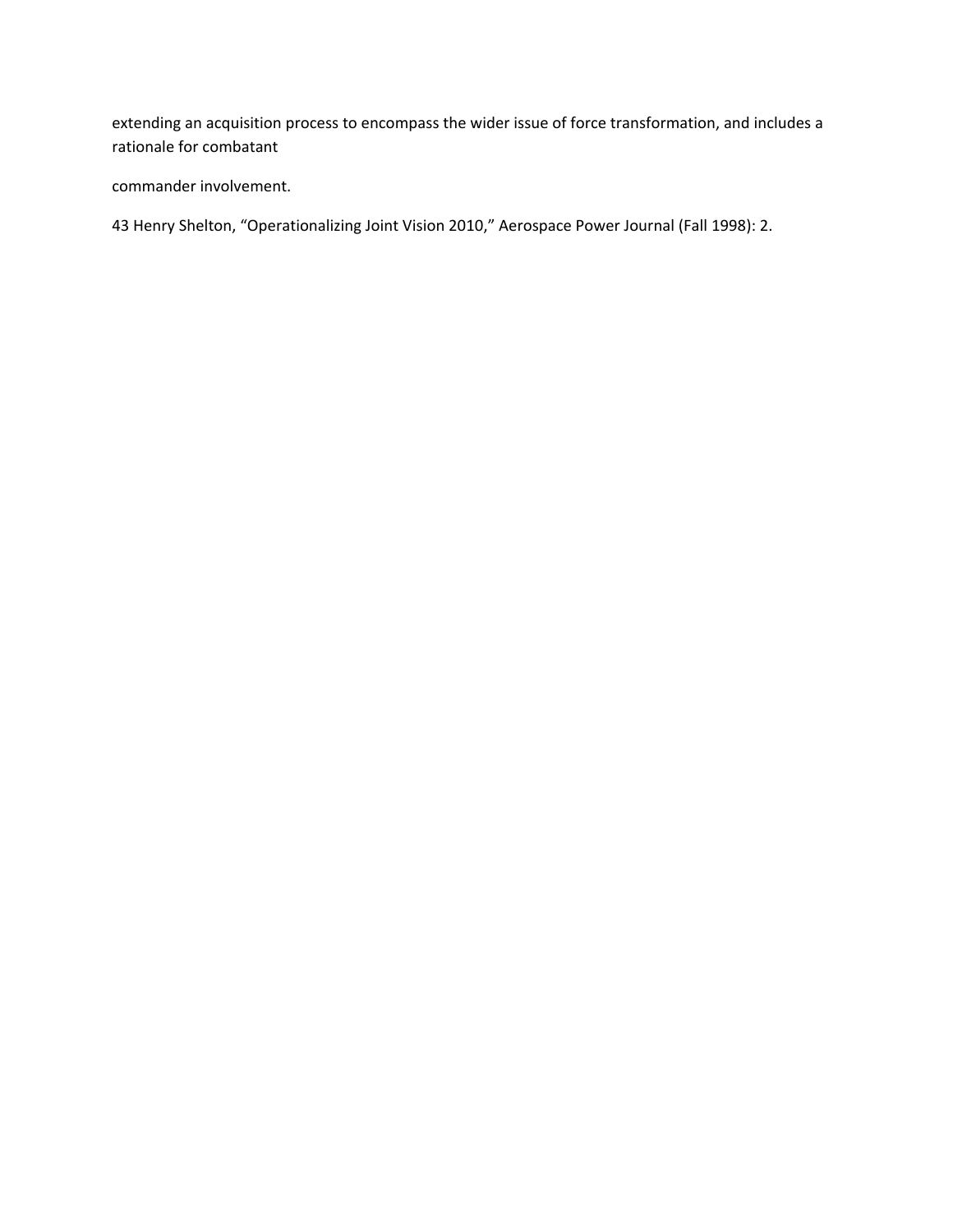extending an acquisition process to encompass the wider issue of force transformation, and includes a rationale for combatant

commander involvement.

43 Henry Shelton, “Operationalizing Joint Vision 2010,” Aerospace Power Journal (Fall 1998): 2.